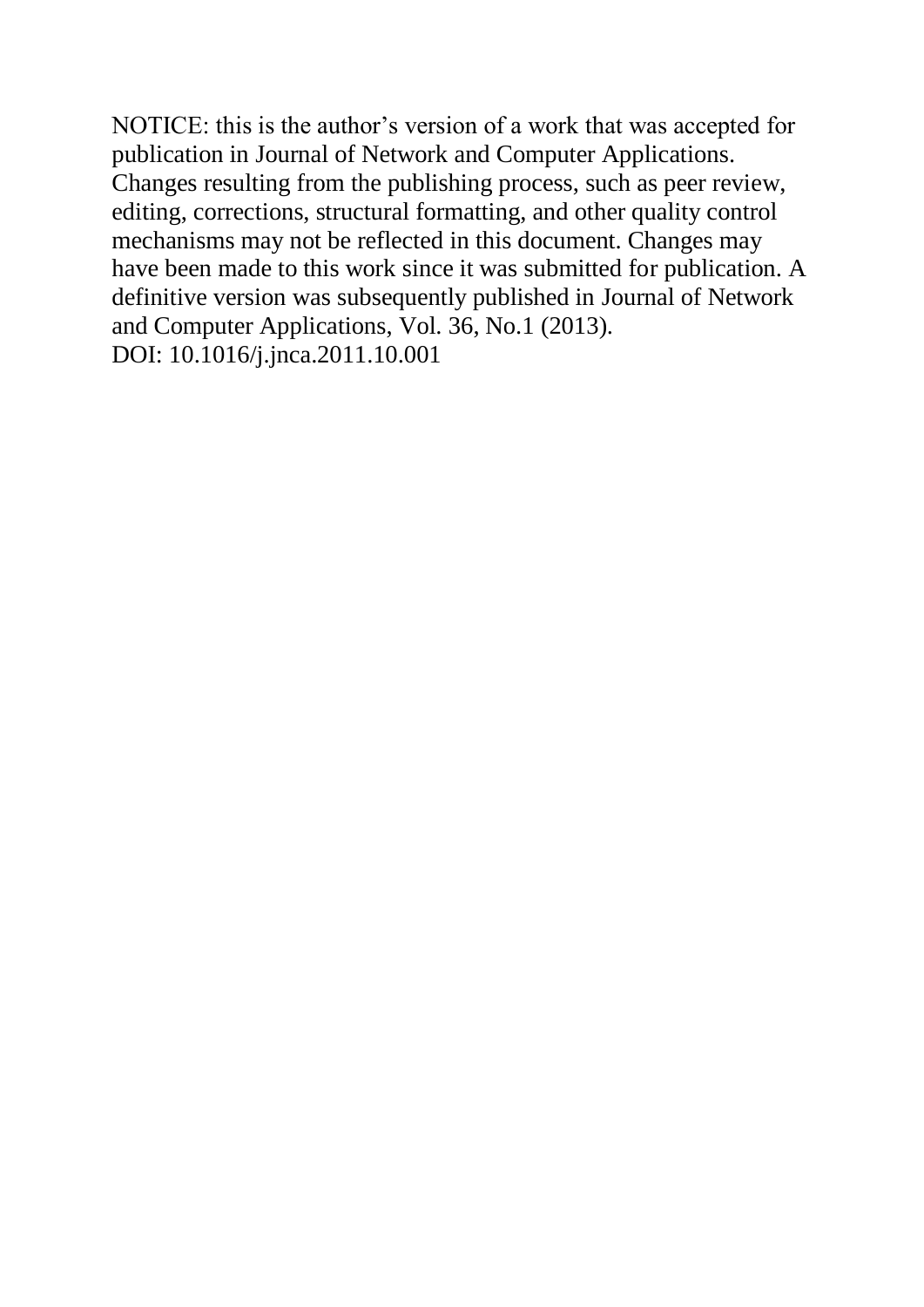NOTICE: this is the author's version of a work that was accepted for publication in Journal of Network and Computer Applications. Changes resulting from the publishing process, such as peer review, editing, corrections, structural formatting, and other quality control mechanisms may not be reflected in this document. Changes may have been made to this work since it was submitted for publication. A definitive version was subsequently published in Journal of Network and Computer Applications, Vol. 36, No.1 (2013).
DOI: 10.1016/j.jnca.2011.10.001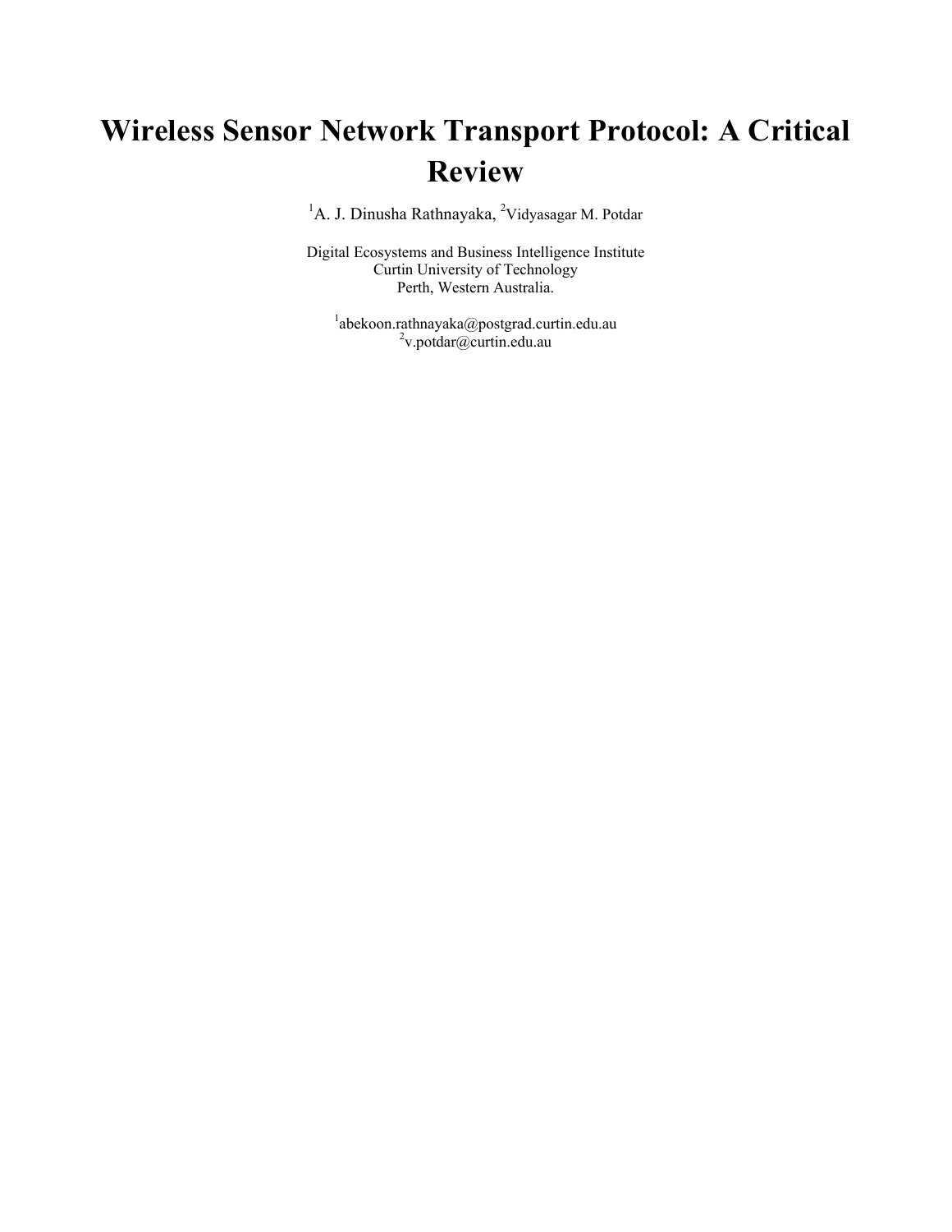# Wireless Sensor Network Transport Protocol: A Critical Review

[1]A. J. Dinusha Rathnayaka, [2]Vidyasagar M. Potdar

Digital Ecosystems and Business Intelligence Institute  
Curtin University of Technology  
Perth, Western Australia.

[1]abekoon.rathnayaka@postgrad.curtin.edu.au  
[2]v.potdar@curtin.edu.au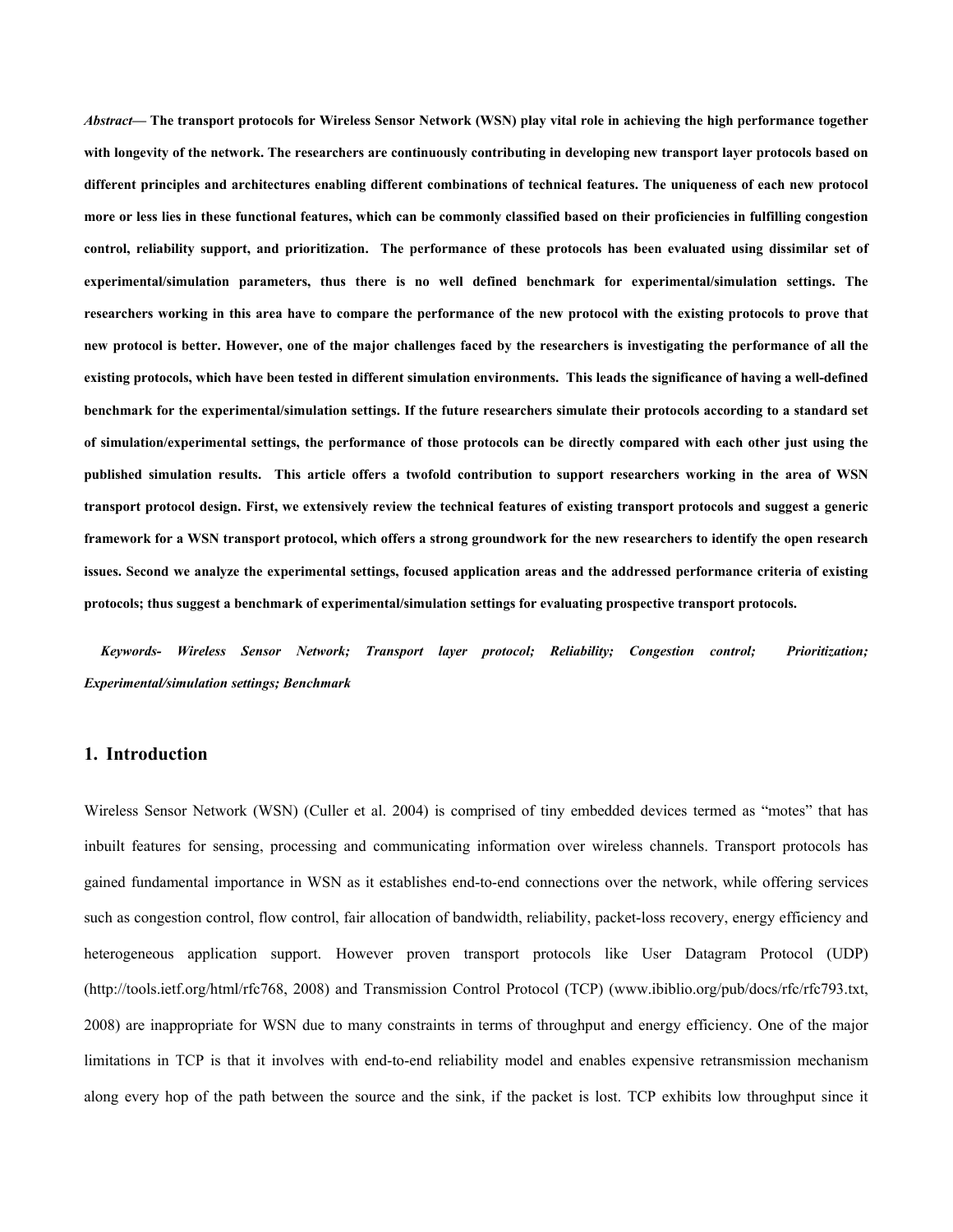*Abstract***— The transport protocols for Wireless Sensor Network (WSN) play vital role in achieving the high performance together with longevity of the network. The researchers are continuously contributing in developing new transport layer protocols based on different principles and architectures enabling different combinations of technical features. The uniqueness of each new protocol more or less lies in these functional features, which can be commonly classified based on their proficiencies in fulfilling congestion control, reliability support, and prioritization. The performance of these protocols has been evaluated using dissimilar set of experimental/simulation parameters, thus there is no well defined benchmark for experimental/simulation settings. The researchers working in this area have to compare the performance of the new protocol with the existing protocols to prove that new protocol is better. However, one of the major challenges faced by the researchers is investigating the performance of all the existing protocols, which have been tested in different simulation environments. This leads the significance of having a well-defined benchmark for the experimental/simulation settings. If the future researchers simulate their protocols according to a standard set of simulation/experimental settings, the performance of those protocols can be directly compared with each other just using the published simulation results. This article offers a twofold contribution to support researchers working in the area of WSN transport protocol design. First, we extensively review the technical features of existing transport protocols and suggest a generic framework for a WSN transport protocol, which offers a strong groundwork for the new researchers to identify the open research issues. Second we analyze the experimental settings, focused application areas and the addressed performance criteria of existing protocols; thus suggest a benchmark of experimental/simulation settings for evaluating prospective transport protocols.**

***Keywords- Wireless Sensor Network; Transport layer protocol; Reliability; Congestion control; Prioritization; Experimental/simulation settings; Benchmark***

## 1. Introduction

Wireless Sensor Network (WSN) (Culler et al. 2004) is comprised of tiny embedded devices termed as "motes" that has inbuilt features for sensing, processing and communicating information over wireless channels. Transport protocols has gained fundamental importance in WSN as it establishes end-to-end connections over the network, while offering services such as congestion control, flow control, fair allocation of bandwidth, reliability, packet-loss recovery, energy efficiency and heterogeneous application support. However proven transport protocols like User Datagram Protocol (UDP) (http://tools.ietf.org/html/rfc768, 2008) and Transmission Control Protocol (TCP) (www.ibiblio.org/pub/docs/rfc/rfc793.txt, 2008) are inappropriate for WSN due to many constraints in terms of throughput and energy efficiency. One of the major limitations in TCP is that it involves with end-to-end reliability model and enables expensive retransmission mechanism along every hop of the path between the source and the sink, if the packet is lost. TCP exhibits low throughput since it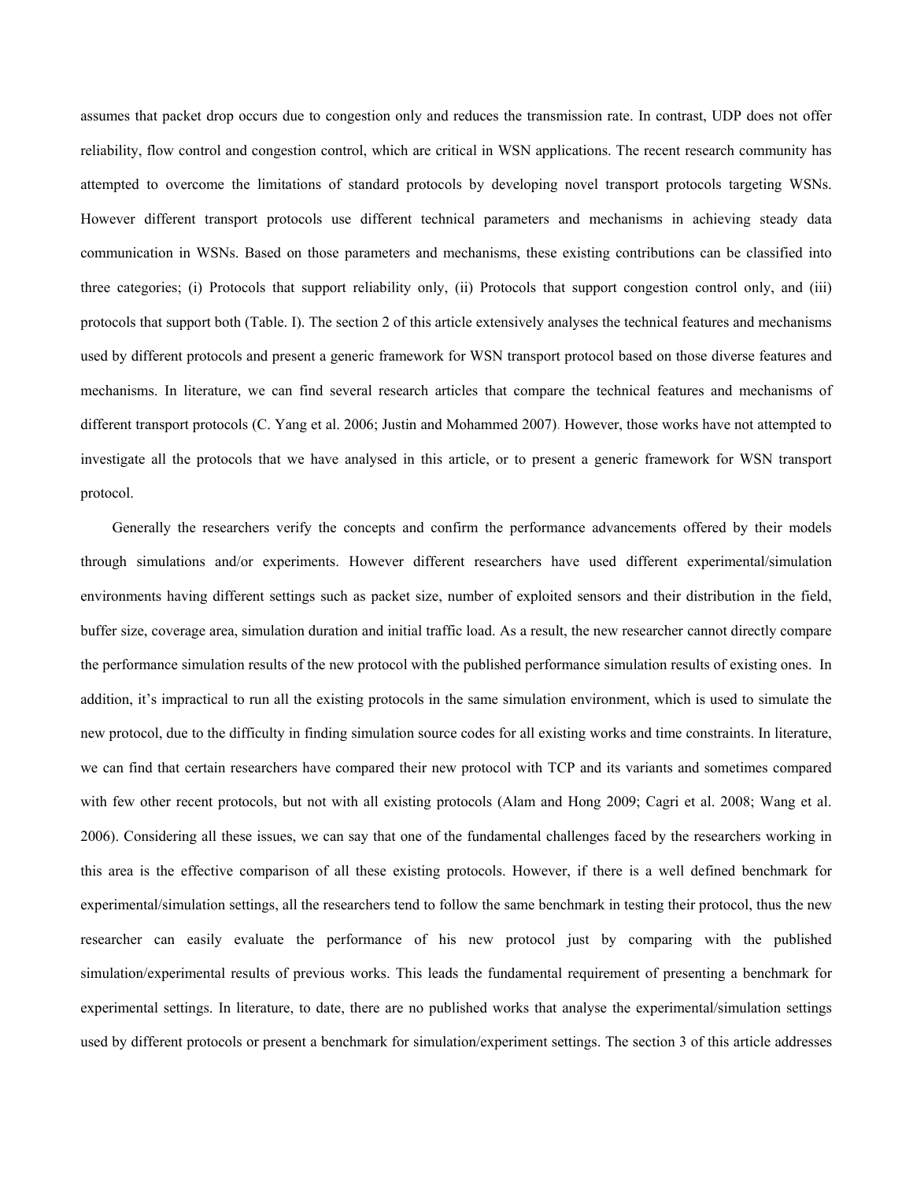assumes that packet drop occurs due to congestion only and reduces the transmission rate. In contrast, UDP does not offer reliability, flow control and congestion control, which are critical in WSN applications. The recent research community has attempted to overcome the limitations of standard protocols by developing novel transport protocols targeting WSNs. However different transport protocols use different technical parameters and mechanisms in achieving steady data communication in WSNs. Based on those parameters and mechanisms, these existing contributions can be classified into three categories; (i) Protocols that support reliability only, (ii) Protocols that support congestion control only, and (iii) protocols that support both (Table. I). The section 2 of this article extensively analyses the technical features and mechanisms used by different protocols and present a generic framework for WSN transport protocol based on those diverse features and mechanisms. In literature, we can find several research articles that compare the technical features and mechanisms of different transport protocols (C. Yang et al. 2006; Justin and Mohammed 2007). However, those works have not attempted to investigate all the protocols that we have analysed in this article, or to present a generic framework for WSN transport protocol.

Generally the researchers verify the concepts and confirm the performance advancements offered by their models through simulations and/or experiments. However different researchers have used different experimental/simulation environments having different settings such as packet size, number of exploited sensors and their distribution in the field, buffer size, coverage area, simulation duration and initial traffic load. As a result, the new researcher cannot directly compare the performance simulation results of the new protocol with the published performance simulation results of existing ones. In addition, it's impractical to run all the existing protocols in the same simulation environment, which is used to simulate the new protocol, due to the difficulty in finding simulation source codes for all existing works and time constraints. In literature, we can find that certain researchers have compared their new protocol with TCP and its variants and sometimes compared with few other recent protocols, but not with all existing protocols (Alam and Hong 2009; Cagri et al. 2008; Wang et al. 2006). Considering all these issues, we can say that one of the fundamental challenges faced by the researchers working in this area is the effective comparison of all these existing protocols. However, if there is a well defined benchmark for experimental/simulation settings, all the researchers tend to follow the same benchmark in testing their protocol, thus the new researcher can easily evaluate the performance of his new protocol just by comparing with the published simulation/experimental results of previous works. This leads the fundamental requirement of presenting a benchmark for experimental settings. In literature, to date, there are no published works that analyse the experimental/simulation settings used by different protocols or present a benchmark for simulation/experiment settings. The section 3 of this article addresses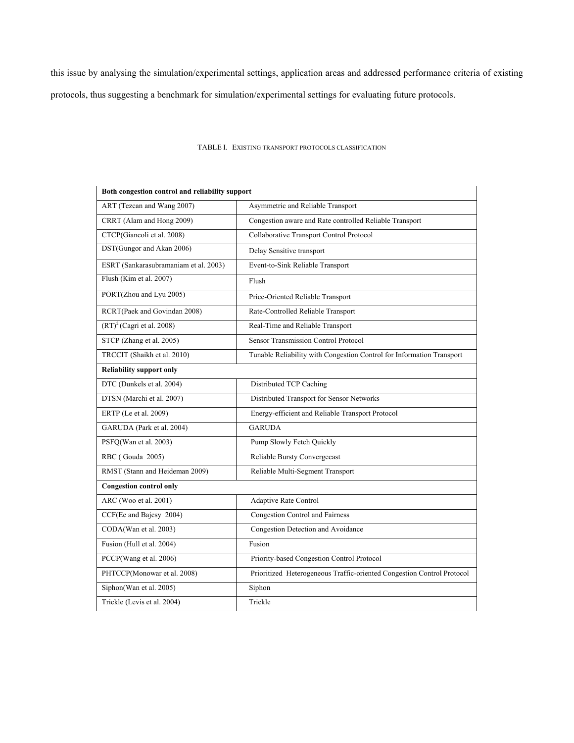this issue by analysing the simulation/experimental settings, application areas and addressed performance criteria of existing protocols, thus suggesting a benchmark for simulation/experimental settings for evaluating future protocols.

TABLE I. EXISTING TRANSPORT PROTOCOLS CLASSIFICATION

| **Both congestion control and reliability support** | |
|---|---|
| ART (Tezcan and Wang 2007) | Asymmetric and Reliable Transport |
| CRRT (Alam and Hong 2009) | Congestion aware and Rate controlled Reliable Transport |
| CTCP(Giancoli et al. 2008) | Collaborative Transport Control Protocol |
| DST(Gungor and Akan 2006) | Delay Sensitive transport |
| ESRT (Sankarasubramaniam et al. 2003) | Event-to-Sink Reliable Transport |
| Flush (Kim et al. 2007) | Flush |
| PORT(Zhou and Lyu 2005) | Price-Oriented Reliable Transport |
| RCRT(Paek and Govindan 2008) | Rate-Controlled Reliable Transport |
| $(RT)^2$ (Cagri et al. 2008) | Real-Time and Reliable Transport |
| STCP (Zhang et al. 2005) | Sensor Transmission Control Protocol |
| TRCCIT (Shaikh et al. 2010) | Tunable Reliability with Congestion Control for Information Transport |
| **Reliability support only** | |
| DTC (Dunkels et al. 2004) | Distributed TCP Caching |
| DTSN (Marchi et al. 2007) | Distributed Transport for Sensor Networks |
| ERTP (Le et al. 2009) | Energy-efficient and Reliable Transport Protocol |
| GARUDA (Park et al. 2004) | GARUDA |
| PSFQ(Wan et al. 2003) | Pump Slowly Fetch Quickly |
| RBC ( Gouda 2005) | Reliable Bursty Convergecast |
| RMST (Stann and Heideman 2009) | Reliable Multi-Segment Transport |
| **Congestion control only** | |
| ARC (Woo et al. 2001) | Adaptive Rate Control |
| CCF(Ee and Bajcsy 2004) | Congestion Control and Fairness |
| CODA(Wan et al. 2003) | Congestion Detection and Avoidance |
| Fusion (Hull et al. 2004) | Fusion |
| PCCP(Wang et al. 2006) | Priority-based Congestion Control Protocol |
| PHTCCP(Monowar et al. 2008) | Prioritized Heterogeneous Traffic-oriented Congestion Control Protocol |
| Siphon(Wan et al. 2005) | Siphon |
| Trickle (Levis et al. 2004) | Trickle |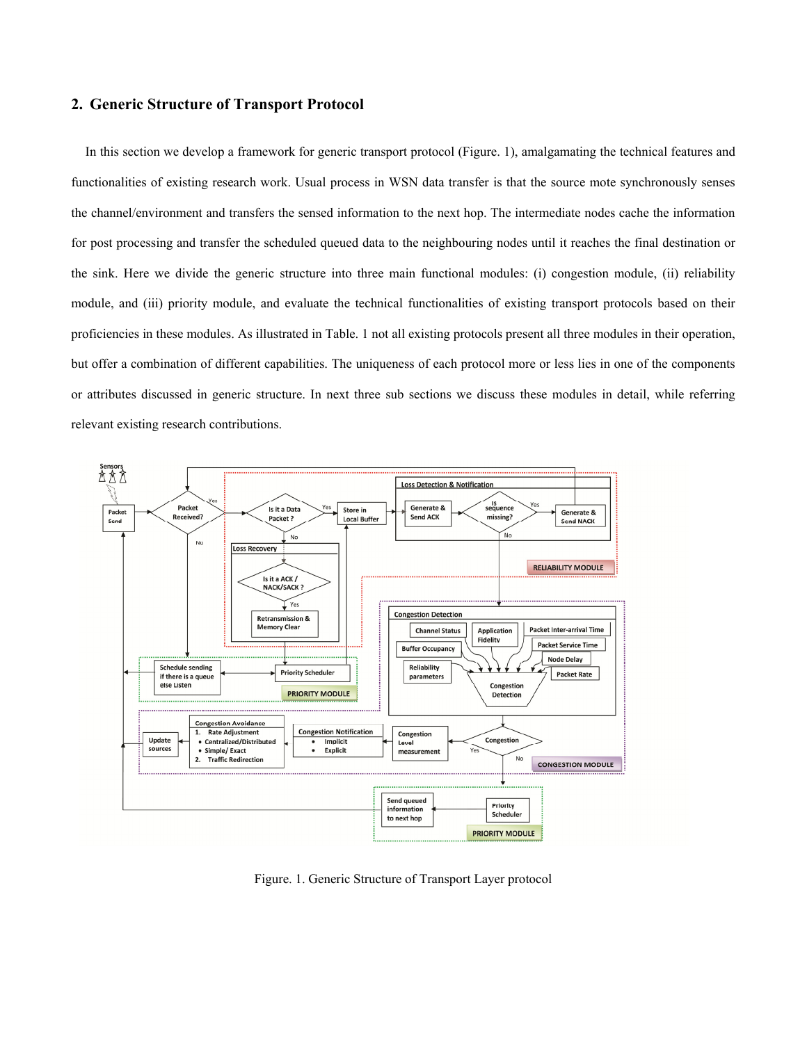## 2. Generic Structure of Transport Protocol

In this section we develop a framework for generic transport protocol (Figure. 1), amalgamating the technical features and functionalities of existing research work. Usual process in WSN data transfer is that the source mote synchronously senses the channel/environment and transfers the sensed information to the next hop. The intermediate nodes cache the information for post processing and transfer the scheduled queued data to the neighbouring nodes until it reaches the final destination or the sink. Here we divide the generic structure into three main functional modules: (i) congestion module, (ii) reliability module, and (iii) priority module, and evaluate the technical functionalities of existing transport protocols based on their proficiencies in these modules. As illustrated in Table. 1 not all existing protocols present all three modules in their operation, but offer a combination of different capabilities. The uniqueness of each protocol more or less lies in one of the components or attributes discussed in generic structure. In next three sub sections we discuss these modules in detail, while referring relevant existing research contributions.

Figure. 1. Generic Structure of Transport Layer protocol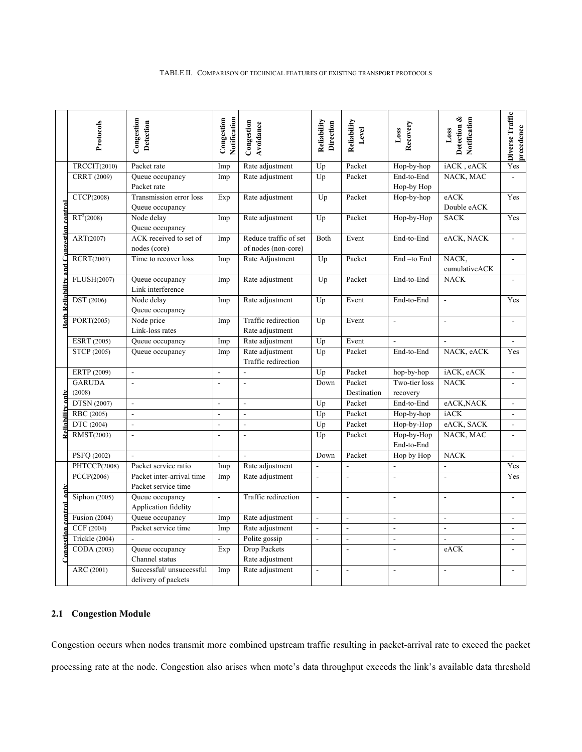TABLE II. COMPARISON OF TECHNICAL FEATURES OF EXISTING TRANSPORT PROTOCOLS

| | Protocols | Congestion Detection | Congestion Notification | Congestion Avoidance | Reliability Direction | Reliability Level | Loss Recovery | Loss Detection & Notification | Diverse Traffic precedence |
|---|---|---|---|---|---|---|---|---|---|
| Both Reliability and Congestion control | TRCCIT(2010) | Packet rate | Imp | Rate adjustment | Up | Packet | Hop-by-hop | iACK , eACK | Yes |
| | CRRT (2009) | Queue occupancy Packet rate | Imp | Rate adjustment | Up | Packet | End-to-End Hop-by Hop | NACK, MAC | - |
| | CTCP(2008) | Transmission error loss Queue occupancy | Exp | Rate adjustment | Up | Packet | Hop-by-hop | eACK Double eACK | Yes |
| | $RT^2$(2008) | Node delay Queue occupancy | Imp | Rate adjustment | Up | Packet | Hop-by-Hop | SACK | Yes |
| | ART(2007) | ACK received to set of nodes (core) | Imp | Reduce traffic of set of nodes (non-core) | Both | Event | End-to-End | eACK, NACK | - |
| | RCRT(2007) | Time to recover loss | Imp | Rate Adjustment | Up | Packet | End –to End | NACK, cumulativeACK | - |
| | FLUSH(2007) | Queue occupancy Link interference | Imp | Rate adjustment | Up | Packet | End-to-End | NACK | - |
| | DST (2006) | Node delay Queue occupancy | Imp | Rate adjustment | Up | Event | End-to-End | - | Yes |
| | PORT(2005) | Node price Link-loss rates | Imp | Traffic redirection Rate adjustment | Up | Event | - | - | - |
| | ESRT (2005) | Queue occupancy | Imp | Rate adjustment | Up | Event | - | - | - |
| | STCP (2005) | Queue occupancy | Imp | Rate adjustment Traffic redirection | Up | Packet | End-to-End | NACK, eACK | Yes |
| Reliability only | ERTP (2009) | - | - | - | Up | Packet | hop-by-hop | iACK, eACK | - |
| | GARUDA (2008) | - | - | - | Down | Packet Destination | Two-tier loss recovery | NACK | - |
| | DTSN (2007) | - | - | - | Up | Packet | End-to-End | eACK,NACK | - |
| | RBC (2005) | - | - | - | Up | Packet | Hop-by-hop | iACK | - |
| | DTC (2004) | - | - | - | Up | Packet | Hop-by-Hop | eACK, SACK | - |
| | RMST(2003) | - | - | - | Up | Packet | Hop-by-Hop End-to-End | NACK, MAC | - |
| | PSFQ (2002) | - | - | - | Down | Packet | Hop by Hop | NACK | - |
| Congestion control only | PHTCCP(2008) | Packet service ratio | Imp | Rate adjustment | - | - | - | - | Yes |
| | PCCP(2006) | Packet inter-arrival time Packet service time | Imp | Rate adjustment | - | - | - | - | Yes |
| | Siphon (2005) | Queue occupancy Application fidelity | - | Traffic redirection | - | - | - | - | - |
| | Fusion (2004) | Queue occupancy | Imp | Rate adjustment | - | - | - | - | - |
| | CCF (2004) | Packet service time | Imp | Rate adjustment | - | - | - | - | - |
| | Trickle (2004) | - | - | Polite gossip | - | - | - | - | - |
| | CODA (2003) | Queue occupancy Channel status | Exp | Drop Packets Rate adjustment | | - | - | eACK | - |
| | ARC (2001) | Successful/ unsuccessful delivery of packets | Imp | Rate adjustment | - | - | - | - | - |

## 2.1 Congestion Module

Congestion occurs when nodes transmit more combined upstream traffic resulting in packet-arrival rate to exceed the packet processing rate at the node. Congestion also arises when mote's data throughput exceeds the link's available data threshold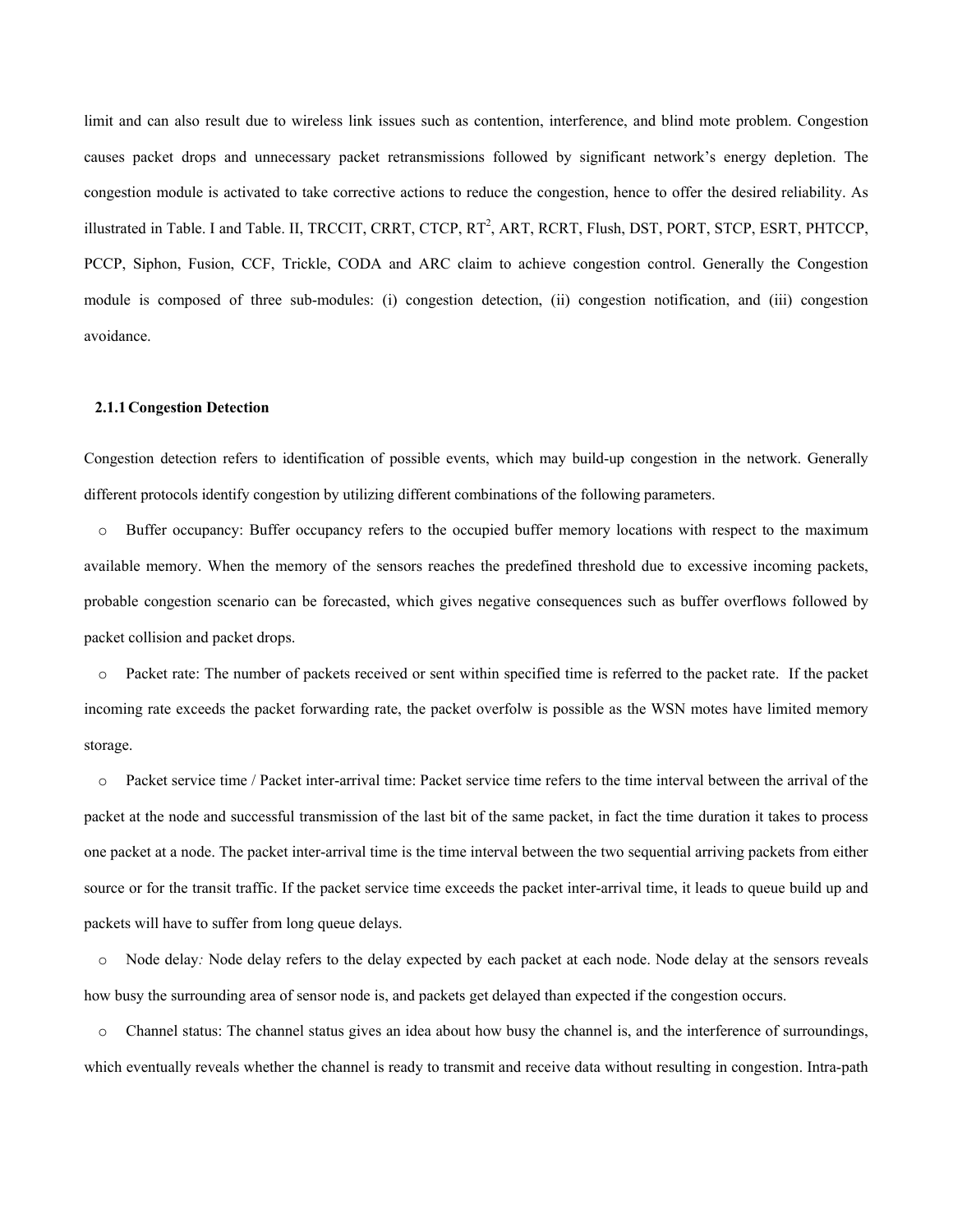limit and can also result due to wireless link issues such as contention, interference, and blind mote problem. Congestion causes packet drops and unnecessary packet retransmissions followed by significant network's energy depletion. The congestion module is activated to take corrective actions to reduce the congestion, hence to offer the desired reliability. As illustrated in Table. I and Table. II, TRCCIT, CRRT, CTCP, $RT^2$, ART, RCRT, Flush, DST, PORT, STCP, ESRT, PHTCCP, PCCP, Siphon, Fusion, CCF, Trickle, CODA and ARC claim to achieve congestion control. Generally the Congestion module is composed of three sub-modules: (i) congestion detection, (ii) congestion notification, and (iii) congestion avoidance.

### 2.1.1 Congestion Detection

Congestion detection refers to identification of possible events, which may build-up congestion in the network. Generally different protocols identify congestion by utilizing different combinations of the following parameters.

- Buffer occupancy: Buffer occupancy refers to the occupied buffer memory locations with respect to the maximum available memory. When the memory of the sensors reaches the predefined threshold due to excessive incoming packets, probable congestion scenario can be forecasted, which gives negative consequences such as buffer overflows followed by packet collision and packet drops.
- Packet rate: The number of packets received or sent within specified time is referred to the packet rate. If the packet incoming rate exceeds the packet forwarding rate, the packet overfolw is possible as the WSN motes have limited memory storage.
- Packet service time / Packet inter-arrival time: Packet service time refers to the time interval between the arrival of the packet at the node and successful transmission of the last bit of the same packet, in fact the time duration it takes to process one packet at a node. The packet inter-arrival time is the time interval between the two sequential arriving packets from either source or for the transit traffic. If the packet service time exceeds the packet inter-arrival time, it leads to queue build up and packets will have to suffer from long queue delays.
- Node delay*:* Node delay refers to the delay expected by each packet at each node. Node delay at the sensors reveals how busy the surrounding area of sensor node is, and packets get delayed than expected if the congestion occurs.
- Channel status: The channel status gives an idea about how busy the channel is, and the interference of surroundings, which eventually reveals whether the channel is ready to transmit and receive data without resulting in congestion. Intra-path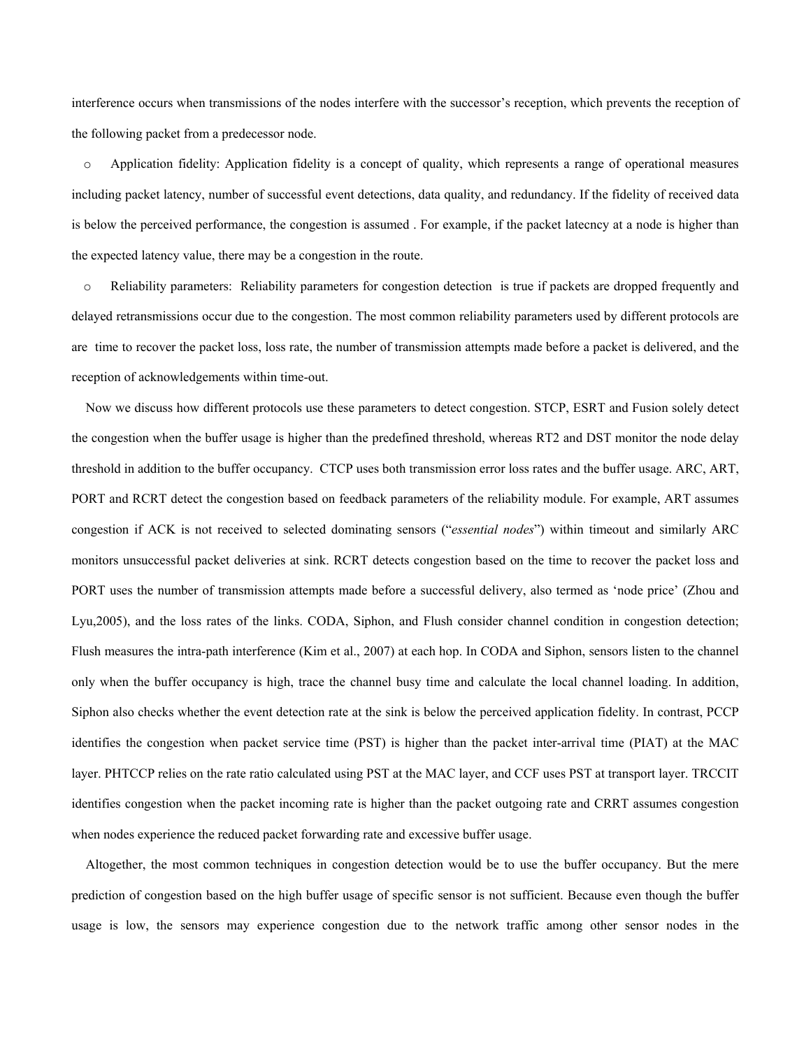interference occurs when transmissions of the nodes interfere with the successor's reception, which prevents the reception of the following packet from a predecessor node.

- Application fidelity: Application fidelity is a concept of quality, which represents a range of operational measures including packet latency, number of successful event detections, data quality, and redundancy. If the fidelity of received data is below the perceived performance, the congestion is assumed . For example, if the packet latecncy at a node is higher than the expected latency value, there may be a congestion in the route.
- Reliability parameters: Reliability parameters for congestion detection is true if packets are dropped frequently and delayed retransmissions occur due to the congestion. The most common reliability parameters used by different protocols are are time to recover the packet loss, loss rate, the number of transmission attempts made before a packet is delivered, and the reception of acknowledgements within time-out.

Now we discuss how different protocols use these parameters to detect congestion. STCP, ESRT and Fusion solely detect the congestion when the buffer usage is higher than the predefined threshold, whereas RT2 and DST monitor the node delay threshold in addition to the buffer occupancy. CTCP uses both transmission error loss rates and the buffer usage. ARC, ART, PORT and RCRT detect the congestion based on feedback parameters of the reliability module. For example, ART assumes congestion if ACK is not received to selected dominating sensors ("*essential nodes*") within timeout and similarly ARC monitors unsuccessful packet deliveries at sink. RCRT detects congestion based on the time to recover the packet loss and PORT uses the number of transmission attempts made before a successful delivery, also termed as 'node price' (Zhou and Lyu,2005), and the loss rates of the links. CODA, Siphon, and Flush consider channel condition in congestion detection; Flush measures the intra-path interference (Kim et al., 2007) at each hop. In CODA and Siphon, sensors listen to the channel only when the buffer occupancy is high, trace the channel busy time and calculate the local channel loading. In addition, Siphon also checks whether the event detection rate at the sink is below the perceived application fidelity. In contrast, PCCP identifies the congestion when packet service time (PST) is higher than the packet inter-arrival time (PIAT) at the MAC layer. PHTCCP relies on the rate ratio calculated using PST at the MAC layer, and CCF uses PST at transport layer. TRCCIT identifies congestion when the packet incoming rate is higher than the packet outgoing rate and CRRT assumes congestion when nodes experience the reduced packet forwarding rate and excessive buffer usage.

Altogether, the most common techniques in congestion detection would be to use the buffer occupancy. But the mere prediction of congestion based on the high buffer usage of specific sensor is not sufficient. Because even though the buffer usage is low, the sensors may experience congestion due to the network traffic among other sensor nodes in the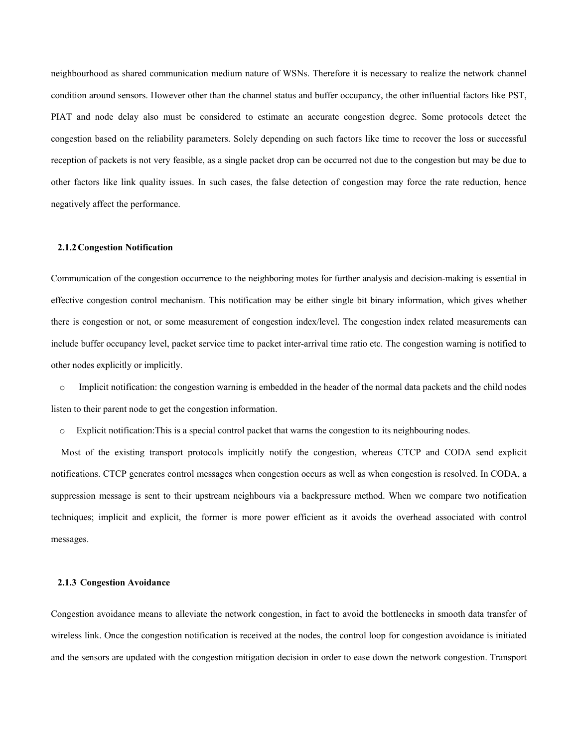neighbourhood as shared communication medium nature of WSNs. Therefore it is necessary to realize the network channel condition around sensors. However other than the channel status and buffer occupancy, the other influential factors like PST, PIAT and node delay also must be considered to estimate an accurate congestion degree. Some protocols detect the congestion based on the reliability parameters. Solely depending on such factors like time to recover the loss or successful reception of packets is not very feasible, as a single packet drop can be occurred not due to the congestion but may be due to other factors like link quality issues. In such cases, the false detection of congestion may force the rate reduction, hence negatively affect the performance.

### 2.1.2 Congestion Notification

Communication of the congestion occurrence to the neighboring motes for further analysis and decision-making is essential in effective congestion control mechanism. This notification may be either single bit binary information, which gives whether there is congestion or not, or some measurement of congestion index/level. The congestion index related measurements can include buffer occupancy level, packet service time to packet inter-arrival time ratio etc. The congestion warning is notified to other nodes explicitly or implicitly.

- Implicit notification: the congestion warning is embedded in the header of the normal data packets and the child nodes listen to their parent node to get the congestion information.
- Explicit notification:This is a special control packet that warns the congestion to its neighbouring nodes.

Most of the existing transport protocols implicitly notify the congestion, whereas CTCP and CODA send explicit notifications. CTCP generates control messages when congestion occurs as well as when congestion is resolved. In CODA, a suppression message is sent to their upstream neighbours via a backpressure method. When we compare two notification techniques; implicit and explicit, the former is more power efficient as it avoids the overhead associated with control messages.

### 2.1.3 Congestion Avoidance

Congestion avoidance means to alleviate the network congestion, in fact to avoid the bottlenecks in smooth data transfer of wireless link. Once the congestion notification is received at the nodes, the control loop for congestion avoidance is initiated and the sensors are updated with the congestion mitigation decision in order to ease down the network congestion. Transport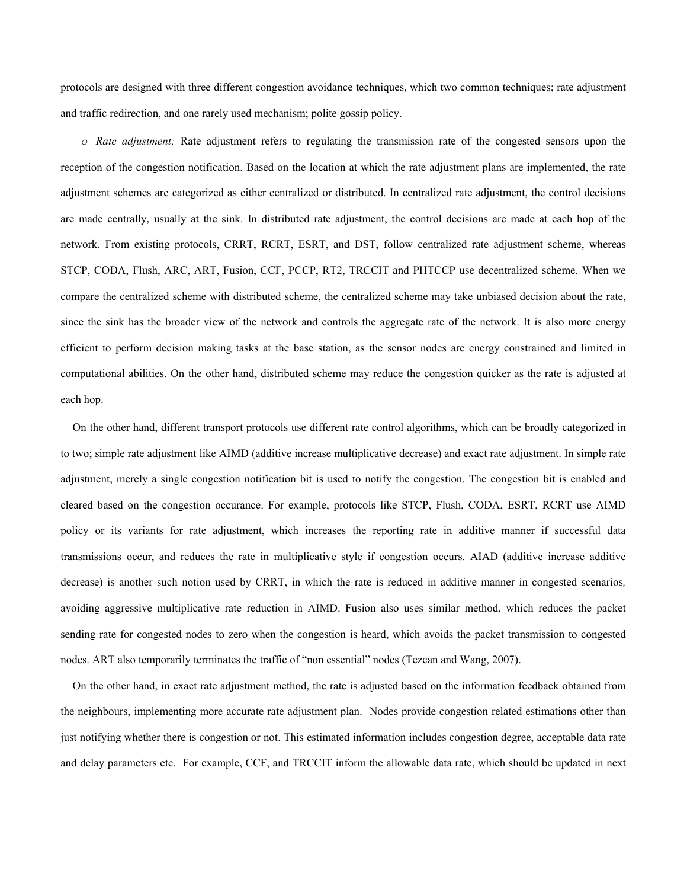protocols are designed with three different congestion avoidance techniques, which two common techniques; rate adjustment and traffic redirection, and one rarely used mechanism; polite gossip policy.

o *Rate adjustment:* Rate adjustment refers to regulating the transmission rate of the congested sensors upon the reception of the congestion notification. Based on the location at which the rate adjustment plans are implemented, the rate adjustment schemes are categorized as either centralized or distributed. In centralized rate adjustment, the control decisions are made centrally, usually at the sink. In distributed rate adjustment, the control decisions are made at each hop of the network. From existing protocols, CRRT, RCRT, ESRT, and DST, follow centralized rate adjustment scheme, whereas STCP, CODA, Flush, ARC, ART, Fusion, CCF, PCCP, RT2, TRCCIT and PHTCCP use decentralized scheme. When we compare the centralized scheme with distributed scheme, the centralized scheme may take unbiased decision about the rate, since the sink has the broader view of the network and controls the aggregate rate of the network. It is also more energy efficient to perform decision making tasks at the base station, as the sensor nodes are energy constrained and limited in computational abilities. On the other hand, distributed scheme may reduce the congestion quicker as the rate is adjusted at each hop.

On the other hand, different transport protocols use different rate control algorithms, which can be broadly categorized in to two; simple rate adjustment like AIMD (additive increase multiplicative decrease) and exact rate adjustment. In simple rate adjustment, merely a single congestion notification bit is used to notify the congestion. The congestion bit is enabled and cleared based on the congestion occurance. For example, protocols like STCP, Flush, CODA, ESRT, RCRT use AIMD policy or its variants for rate adjustment, which increases the reporting rate in additive manner if successful data transmissions occur, and reduces the rate in multiplicative style if congestion occurs. AIAD (additive increase additive decrease) is another such notion used by CRRT, in which the rate is reduced in additive manner in congested scenarios*,* avoiding aggressive multiplicative rate reduction in AIMD. Fusion also uses similar method, which reduces the packet sending rate for congested nodes to zero when the congestion is heard, which avoids the packet transmission to congested nodes. ART also temporarily terminates the traffic of “non essential” nodes (Tezcan and Wang, 2007).

On the other hand, in exact rate adjustment method, the rate is adjusted based on the information feedback obtained from the neighbours, implementing more accurate rate adjustment plan. Nodes provide congestion related estimations other than just notifying whether there is congestion or not. This estimated information includes congestion degree, acceptable data rate and delay parameters etc. For example, CCF, and TRCCIT inform the allowable data rate, which should be updated in next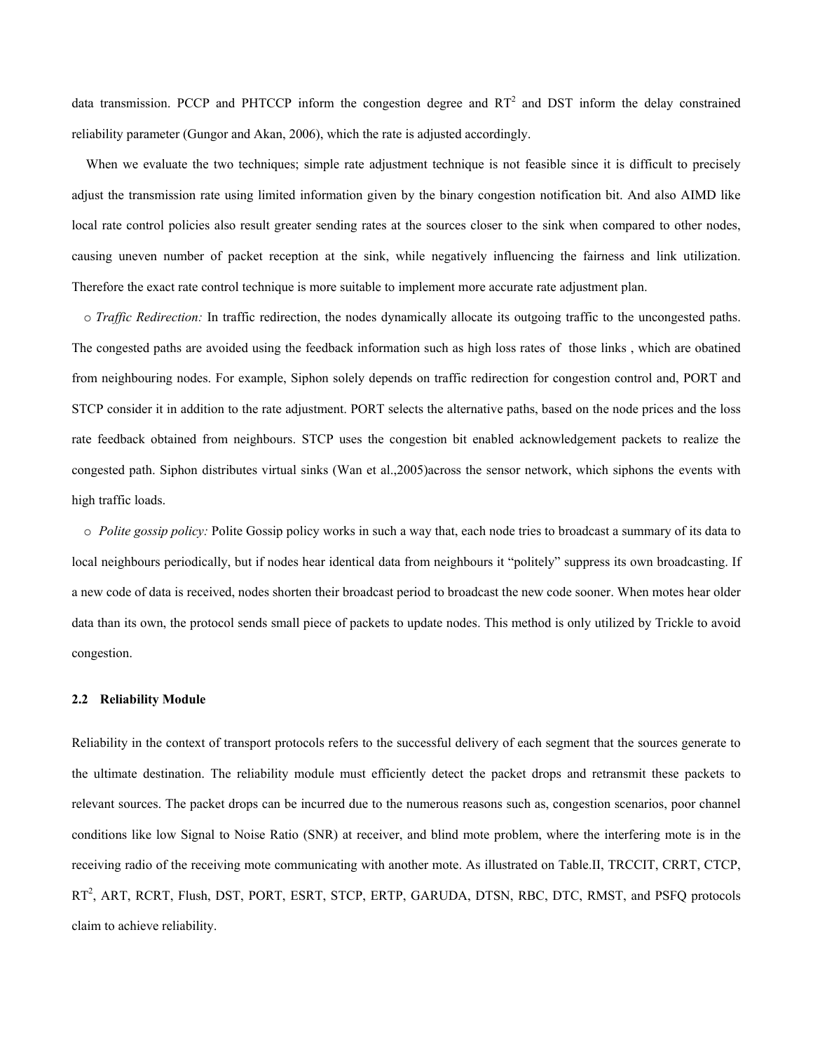data transmission. PCCP and PHTCCP inform the congestion degree and $RT^2$ and DST inform the delay constrained reliability parameter (Gungor and Akan, 2006), which the rate is adjusted accordingly.

When we evaluate the two techniques; simple rate adjustment technique is not feasible since it is difficult to precisely adjust the transmission rate using limited information given by the binary congestion notification bit. And also AIMD like local rate control policies also result greater sending rates at the sources closer to the sink when compared to other nodes, causing uneven number of packet reception at the sink, while negatively influencing the fairness and link utilization. Therefore the exact rate control technique is more suitable to implement more accurate rate adjustment plan.

- *Traffic Redirection:* In traffic redirection, the nodes dynamically allocate its outgoing traffic to the uncongested paths. The congested paths are avoided using the feedback information such as high loss rates of those links , which are obatined from neighbouring nodes. For example, Siphon solely depends on traffic redirection for congestion control and, PORT and STCP consider it in addition to the rate adjustment. PORT selects the alternative paths, based on the node prices and the loss rate feedback obtained from neighbours. STCP uses the congestion bit enabled acknowledgement packets to realize the congested path. Siphon distributes virtual sinks (Wan et al.,2005)across the sensor network, which siphons the events with high traffic loads.
- *Polite gossip policy:* Polite Gossip policy works in such a way that, each node tries to broadcast a summary of its data to local neighbours periodically, but if nodes hear identical data from neighbours it "politely" suppress its own broadcasting. If a new code of data is received, nodes shorten their broadcast period to broadcast the new code sooner. When motes hear older data than its own, the protocol sends small piece of packets to update nodes. This method is only utilized by Trickle to avoid congestion.

### 2.2 Reliability Module

Reliability in the context of transport protocols refers to the successful delivery of each segment that the sources generate to the ultimate destination. The reliability module must efficiently detect the packet drops and retransmit these packets to relevant sources. The packet drops can be incurred due to the numerous reasons such as, congestion scenarios, poor channel conditions like low Signal to Noise Ratio (SNR) at receiver, and blind mote problem, where the interfering mote is in the receiving radio of the receiving mote communicating with another mote. As illustrated on Table.II, TRCCIT, CRRT, CTCP, $RT^2$, ART, RCRT, Flush, DST, PORT, ESRT, STCP, ERTP, GARUDA, DTSN, RBC, DTC, RMST, and PSFQ protocols claim to achieve reliability.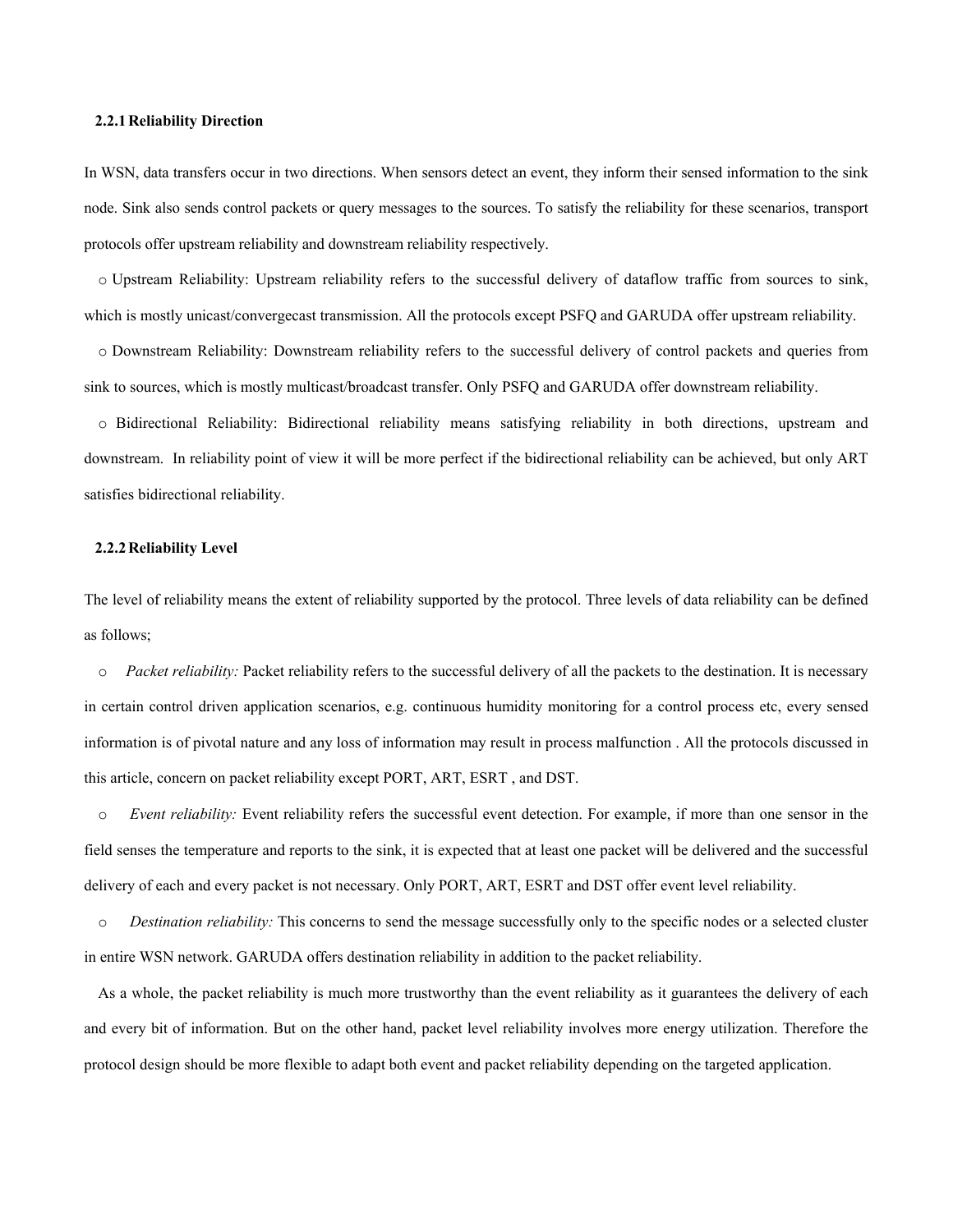### 2.2.1 Reliability Direction

In WSN, data transfers occur in two directions. When sensors detect an event, they inform their sensed information to the sink node. Sink also sends control packets or query messages to the sources. To satisfy the reliability for these scenarios, transport protocols offer upstream reliability and downstream reliability respectively.

- Upstream Reliability: Upstream reliability refers to the successful delivery of dataflow traffic from sources to sink, which is mostly unicast/convergecast transmission. All the protocols except PSFQ and GARUDA offer upstream reliability.
- Downstream Reliability: Downstream reliability refers to the successful delivery of control packets and queries from sink to sources, which is mostly multicast/broadcast transfer. Only PSFQ and GARUDA offer downstream reliability.
- Bidirectional Reliability: Bidirectional reliability means satisfying reliability in both directions, upstream and downstream. In reliability point of view it will be more perfect if the bidirectional reliability can be achieved, but only ART satisfies bidirectional reliability.

### 2.2.2 Reliability Level

The level of reliability means the extent of reliability supported by the protocol. Three levels of data reliability can be defined as follows;

- *Packet reliability:* Packet reliability refers to the successful delivery of all the packets to the destination. It is necessary in certain control driven application scenarios, e.g. continuous humidity monitoring for a control process etc, every sensed information is of pivotal nature and any loss of information may result in process malfunction . All the protocols discussed in this article, concern on packet reliability except PORT, ART, ESRT , and DST.
- *Event reliability:* Event reliability refers the successful event detection. For example, if more than one sensor in the field senses the temperature and reports to the sink, it is expected that at least one packet will be delivered and the successful delivery of each and every packet is not necessary. Only PORT, ART, ESRT and DST offer event level reliability.
- *Destination reliability:* This concerns to send the message successfully only to the specific nodes or a selected cluster in entire WSN network. GARUDA offers destination reliability in addition to the packet reliability.

As a whole, the packet reliability is much more trustworthy than the event reliability as it guarantees the delivery of each and every bit of information. But on the other hand, packet level reliability involves more energy utilization. Therefore the protocol design should be more flexible to adapt both event and packet reliability depending on the targeted application.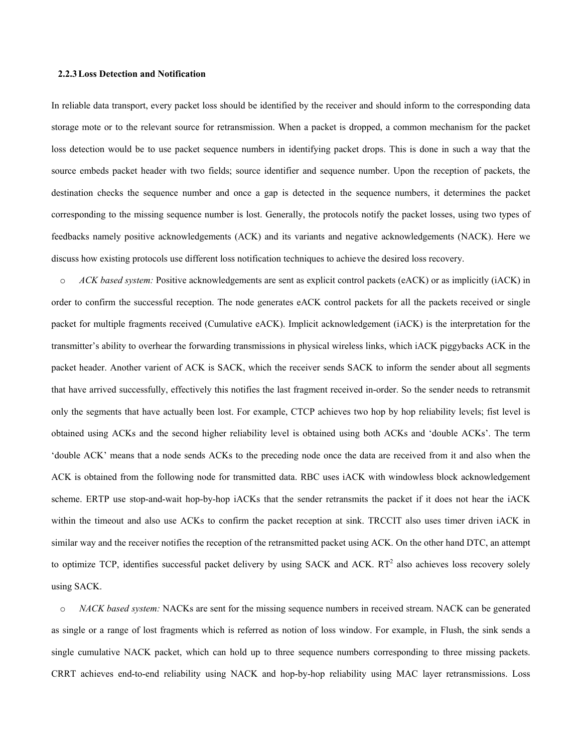### 2.2.3 Loss Detection and Notification

In reliable data transport, every packet loss should be identified by the receiver and should inform to the corresponding data storage mote or to the relevant source for retransmission. When a packet is dropped, a common mechanism for the packet loss detection would be to use packet sequence numbers in identifying packet drops. This is done in such a way that the source embeds packet header with two fields; source identifier and sequence number. Upon the reception of packets, the destination checks the sequence number and once a gap is detected in the sequence numbers, it determines the packet corresponding to the missing sequence number is lost. Generally, the protocols notify the packet losses, using two types of feedbacks namely positive acknowledgements (ACK) and its variants and negative acknowledgements (NACK). Here we discuss how existing protocols use different loss notification techniques to achieve the desired loss recovery.

- *ACK based system:* Positive acknowledgements are sent as explicit control packets (eACK) or as implicitly (iACK) in order to confirm the successful reception. The node generates eACK control packets for all the packets received or single packet for multiple fragments received (Cumulative eACK). Implicit acknowledgement (iACK) is the interpretation for the transmitter's ability to overhear the forwarding transmissions in physical wireless links, which iACK piggybacks ACK in the packet header. Another varient of ACK is SACK, which the receiver sends SACK to inform the sender about all segments that have arrived successfully, effectively this notifies the last fragment received in-order. So the sender needs to retransmit only the segments that have actually been lost. For example, CTCP achieves two hop by hop reliability levels; fist level is obtained using ACKs and the second higher reliability level is obtained using both ACKs and 'double ACKs'. The term 'double ACK' means that a node sends ACKs to the preceding node once the data are received from it and also when the ACK is obtained from the following node for transmitted data. RBC uses iACK with windowless block acknowledgement scheme. ERTP use stop-and-wait hop-by-hop iACKs that the sender retransmits the packet if it does not hear the iACK within the timeout and also use ACKs to confirm the packet reception at sink. TRCCIT also uses timer driven iACK in similar way and the receiver notifies the reception of the retransmitted packet using ACK. On the other hand DTC, an attempt to optimize TCP, identifies successful packet delivery by using SACK and ACK. $RT^2$ also achieves loss recovery solely using SACK.

- *NACK based system:* NACKs are sent for the missing sequence numbers in received stream. NACK can be generated as single or a range of lost fragments which is referred as notion of loss window. For example, in Flush, the sink sends a single cumulative NACK packet, which can hold up to three sequence numbers corresponding to three missing packets. CRRT achieves end-to-end reliability using NACK and hop-by-hop reliability using MAC layer retransmissions. Loss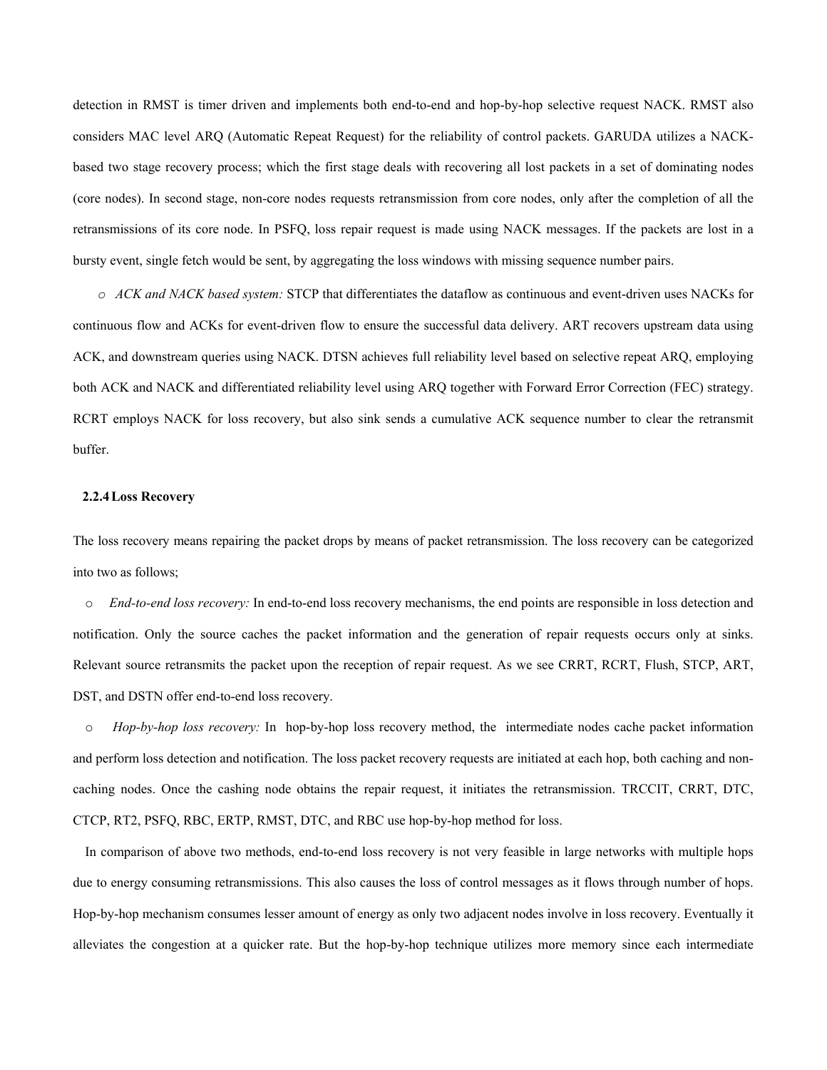detection in RMST is timer driven and implements both end-to-end and hop-by-hop selective request NACK. RMST also considers MAC level ARQ (Automatic Repeat Request) for the reliability of control packets. GARUDA utilizes a NACK-based two stage recovery process; which the first stage deals with recovering all lost packets in a set of dominating nodes (core nodes). In second stage, non-core nodes requests retransmission from core nodes, only after the completion of all the retransmissions of its core node. In PSFQ, loss repair request is made using NACK messages. If the packets are lost in a bursty event, single fetch would be sent, by aggregating the loss windows with missing sequence number pairs.

- *ACK and NACK based system:* STCP that differentiates the dataflow as continuous and event-driven uses NACKs for continuous flow and ACKs for event-driven flow to ensure the successful data delivery. ART recovers upstream data using ACK, and downstream queries using NACK. DTSN achieves full reliability level based on selective repeat ARQ, employing both ACK and NACK and differentiated reliability level using ARQ together with Forward Error Correction (FEC) strategy. RCRT employs NACK for loss recovery, but also sink sends a cumulative ACK sequence number to clear the retransmit buffer.

### 2.2.4 Loss Recovery

The loss recovery means repairing the packet drops by means of packet retransmission. The loss recovery can be categorized into two as follows;

- *End-to-end loss recovery:* In end-to-end loss recovery mechanisms, the end points are responsible in loss detection and notification. Only the source caches the packet information and the generation of repair requests occurs only at sinks. Relevant source retransmits the packet upon the reception of repair request. As we see CRRT, RCRT, Flush, STCP, ART, DST, and DSTN offer end-to-end loss recovery.
- *Hop-by-hop loss recovery:* In hop-by-hop loss recovery method, the intermediate nodes cache packet information and perform loss detection and notification. The loss packet recovery requests are initiated at each hop, both caching and non-caching nodes. Once the cashing node obtains the repair request, it initiates the retransmission. TRCCIT, CRRT, DTC, CTCP, RT2, PSFQ, RBC, ERTP, RMST, DTC, and RBC use hop-by-hop method for loss.

In comparison of above two methods, end-to-end loss recovery is not very feasible in large networks with multiple hops due to energy consuming retransmissions. This also causes the loss of control messages as it flows through number of hops. Hop-by-hop mechanism consumes lesser amount of energy as only two adjacent nodes involve in loss recovery. Eventually it alleviates the congestion at a quicker rate. But the hop-by-hop technique utilizes more memory since each intermediate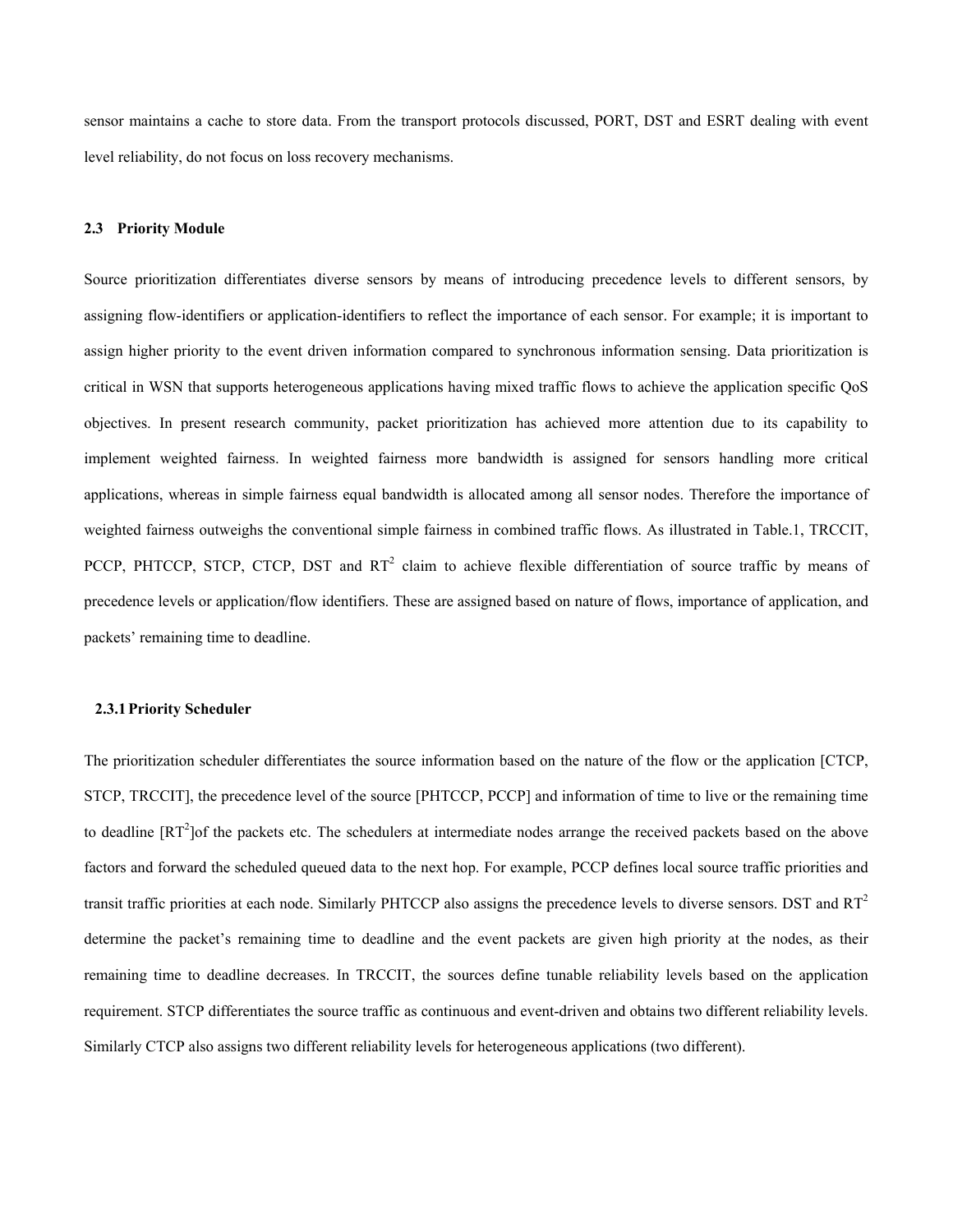sensor maintains a cache to store data. From the transport protocols discussed, PORT, DST and ESRT dealing with event level reliability, do not focus on loss recovery mechanisms.

### 2.3 Priority Module

Source prioritization differentiates diverse sensors by means of introducing precedence levels to different sensors, by assigning flow-identifiers or application-identifiers to reflect the importance of each sensor. For example; it is important to assign higher priority to the event driven information compared to synchronous information sensing. Data prioritization is critical in WSN that supports heterogeneous applications having mixed traffic flows to achieve the application specific QoS objectives. In present research community, packet prioritization has achieved more attention due to its capability to implement weighted fairness. In weighted fairness more bandwidth is assigned for sensors handling more critical applications, whereas in simple fairness equal bandwidth is allocated among all sensor nodes. Therefore the importance of weighted fairness outweighs the conventional simple fairness in combined traffic flows. As illustrated in Table.1, TRCCIT, PCCP, PHTCCP, STCP, CTCP, DST and $RT^2$ claim to achieve flexible differentiation of source traffic by means of precedence levels or application/flow identifiers. These are assigned based on nature of flows, importance of application, and packets' remaining time to deadline.

#### 2.3.1 Priority Scheduler

The prioritization scheduler differentiates the source information based on the nature of the flow or the application [CTCP, STCP, TRCCIT], the precedence level of the source [PHTCCP, PCCP] and information of time to live or the remaining time to deadline [$RT^2$]of the packets etc. The schedulers at intermediate nodes arrange the received packets based on the above factors and forward the scheduled queued data to the next hop. For example, PCCP defines local source traffic priorities and transit traffic priorities at each node. Similarly PHTCCP also assigns the precedence levels to diverse sensors. DST and $RT^2$ determine the packet's remaining time to deadline and the event packets are given high priority at the nodes, as their remaining time to deadline decreases. In TRCCIT, the sources define tunable reliability levels based on the application requirement. STCP differentiates the source traffic as continuous and event-driven and obtains two different reliability levels. Similarly CTCP also assigns two different reliability levels for heterogeneous applications (two different).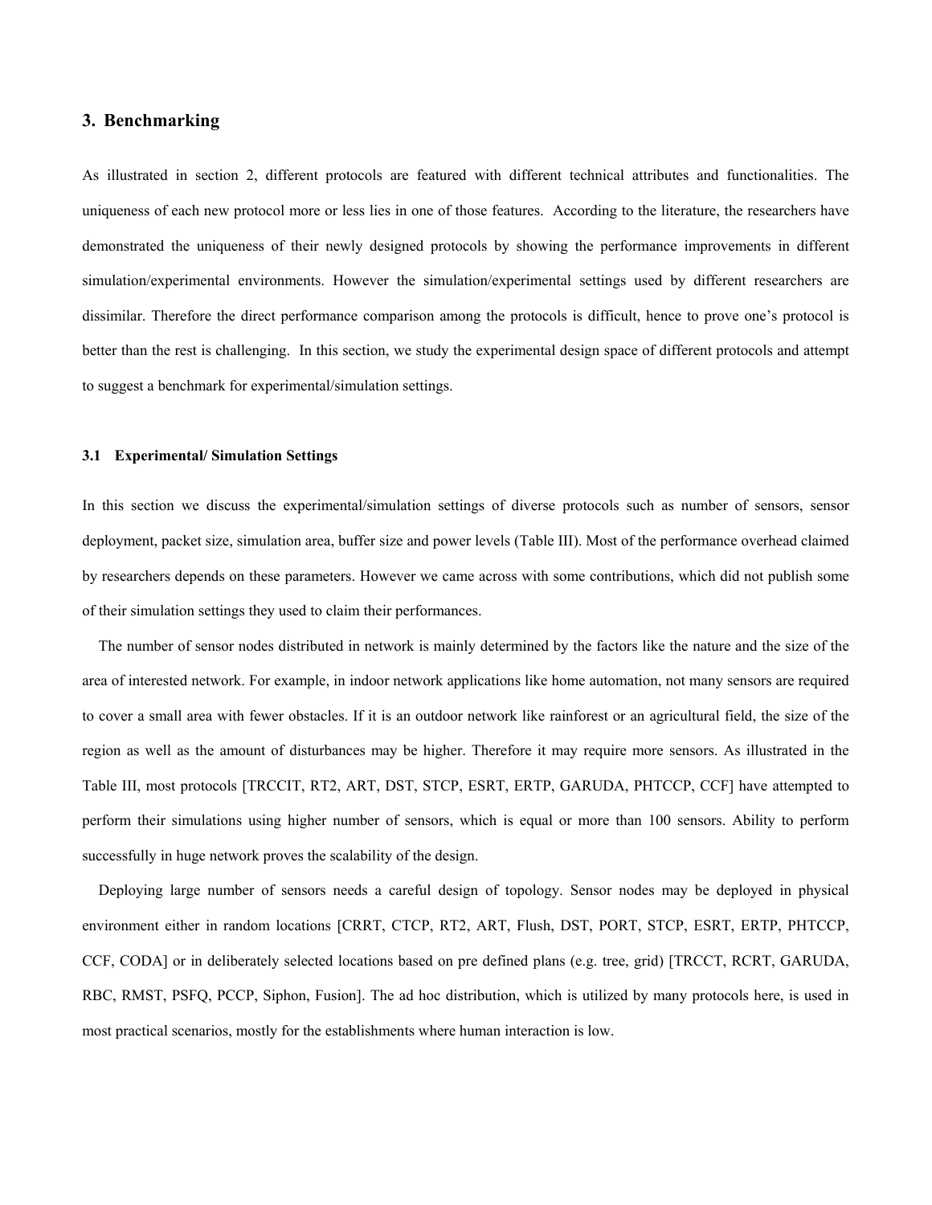## 3. Benchmarking

As illustrated in section 2, different protocols are featured with different technical attributes and functionalities. The uniqueness of each new protocol more or less lies in one of those features. According to the literature, the researchers have demonstrated the uniqueness of their newly designed protocols by showing the performance improvements in different simulation/experimental environments. However the simulation/experimental settings used by different researchers are dissimilar. Therefore the direct performance comparison among the protocols is difficult, hence to prove one's protocol is better than the rest is challenging. In this section, we study the experimental design space of different protocols and attempt to suggest a benchmark for experimental/simulation settings.

### 3.1 Experimental/ Simulation Settings

In this section we discuss the experimental/simulation settings of diverse protocols such as number of sensors, sensor deployment, packet size, simulation area, buffer size and power levels (Table III). Most of the performance overhead claimed by researchers depends on these parameters. However we came across with some contributions, which did not publish some of their simulation settings they used to claim their performances.

The number of sensor nodes distributed in network is mainly determined by the factors like the nature and the size of the area of interested network. For example, in indoor network applications like home automation, not many sensors are required to cover a small area with fewer obstacles. If it is an outdoor network like rainforest or an agricultural field, the size of the region as well as the amount of disturbances may be higher. Therefore it may require more sensors. As illustrated in the Table III, most protocols [TRCCIT, RT2, ART, DST, STCP, ESRT, ERTP, GARUDA, PHTCCP, CCF] have attempted to perform their simulations using higher number of sensors, which is equal or more than 100 sensors. Ability to perform successfully in huge network proves the scalability of the design.

Deploying large number of sensors needs a careful design of topology. Sensor nodes may be deployed in physical environment either in random locations [CRRT, CTCP, RT2, ART, Flush, DST, PORT, STCP, ESRT, ERTP, PHTCCP, CCF, CODA] or in deliberately selected locations based on pre defined plans (e.g. tree, grid) [TRCCT, RCRT, GARUDA, RBC, RMST, PSFQ, PCCP, Siphon, Fusion]. The ad hoc distribution, which is utilized by many protocols here, is used in most practical scenarios, mostly for the establishments where human interaction is low.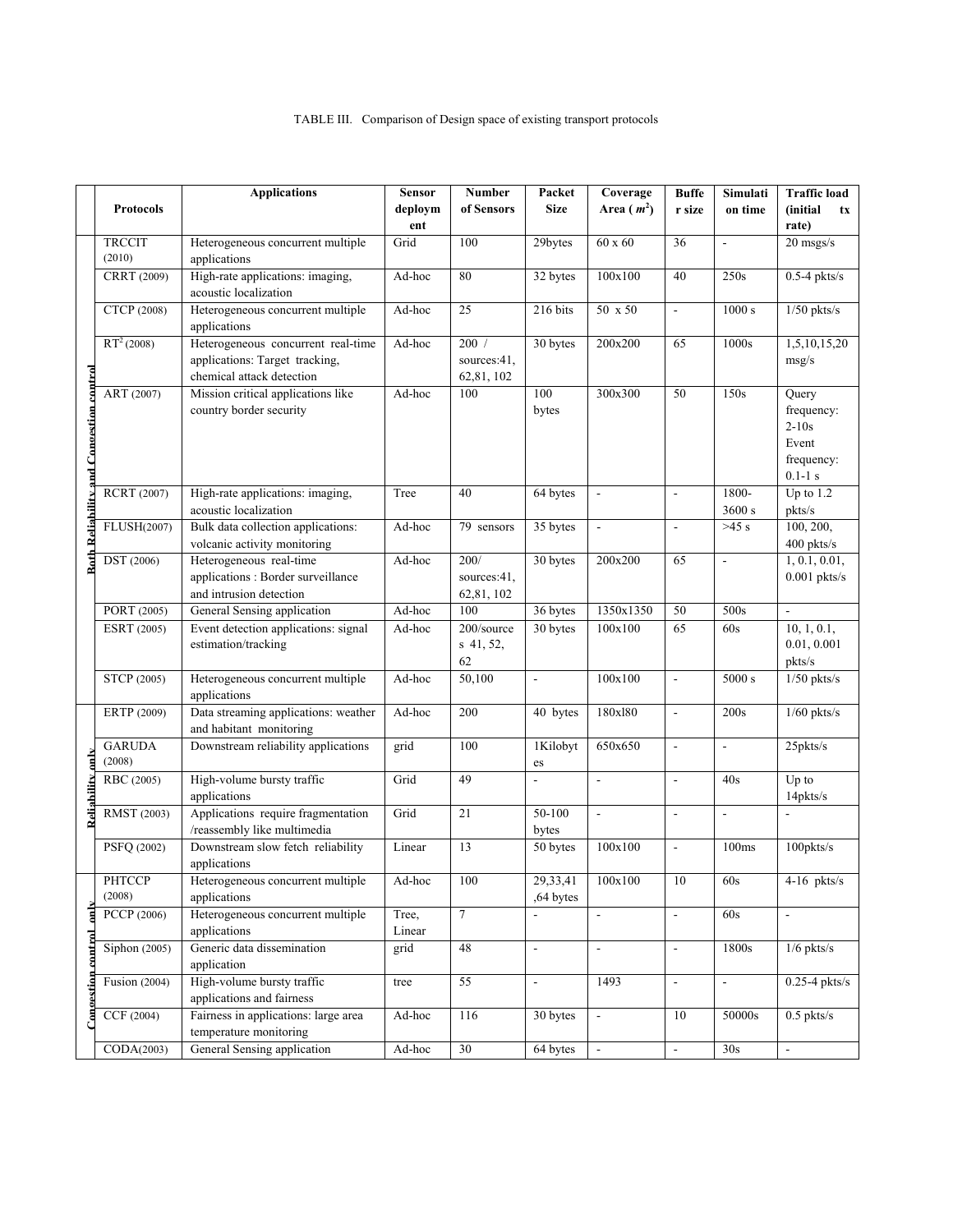TABLE III. Comparison of Design space of existing transport protocols

| | Protocols | Applications | Sensor deployment | Number of Sensors | Packet Size | Coverage Area ( $m^2$ ) | Buffer size | Simulation time | Traffic load (initial tx rate) |
|---|---|---|---|---|---|---|---|---|---|
| Both Reliability and Congestion control | TRCCIT (2010) | Heterogeneous concurrent multiple applications | Grid | 100 | 29bytes | 60 x 60 | 36 | - | 20 msgs/s |
| | CRRT (2009) | High-rate applications: imaging, acoustic localization | Ad-hoc | 80 | 32 bytes | 100x100 | 40 | 250s | 0.5-4 pkts/s |
| | CTCP (2008) | Heterogeneous concurrent multiple applications | Ad-hoc | 25 | 216 bits | 50 x 50 | - | 1000 s | 1/50 pkts/s |
| | $RT^2$ (2008) | Heterogeneous concurrent real-time applications: Target tracking, chemical attack detection | Ad-hoc | 200 / sources:41, 62,81, 102 | 30 bytes | 200x200 | 65 | 1000s | 1,5,10,15,20 msg/s |
| | ART (2007) | Mission critical applications like country border security | Ad-hoc | 100 | 100 bytes | 300x300 | 50 | 150s | Query frequency: 2-10s Event frequency: 0.1-1 s |
| | RCRT (2007) | High-rate applications: imaging, acoustic localization | Tree | 40 | 64 bytes | - | - | 1800-3600 s | Up to 1.2 pkts/s |
| | FLUSH(2007) | Bulk data collection applications: volcanic activity monitoring | Ad-hoc | 79 sensors | 35 bytes | - | - | >45 s | 100, 200, 400 pkts/s |
| | DST (2006) | Heterogeneous real-time applications : Border surveillance and intrusion detection | Ad-hoc | 200/ sources:41, 62,81, 102 | 30 bytes | 200x200 | 65 | - | 1, 0.1, 0.01, 0.001 pkts/s |
| | PORT (2005) | General Sensing application | Ad-hoc | 100 | 36 bytes | 1350x1350 | 50 | 500s | - |
| | ESRT (2005) | Event detection applications: signal estimation/tracking | Ad-hoc | 200/sources 41, 52, 62 | 30 bytes | 100x100 | 65 | 60s | 10, 1, 0.1, 0.01, 0.001 pkts/s |
| | STCP (2005) | Heterogeneous concurrent multiple applications | Ad-hoc | 50,100 | - | 100x100 | - | 5000 s | 1/50 pkts/s |
| Reliability only | ERTP (2009) | Data streaming applications: weather and habitant monitoring | Ad-hoc | 200 | 40 bytes | 180xl80 | - | 200s | 1/60 pkts/s |
| | GARUDA (2008) | Downstream reliability applications | grid | 100 | 1Kilobytes | 650x650 | - | - | 25pkts/s |
| | RBC (2005) | High-volume bursty traffic applications | Grid | 49 | - | - | - | 40s | Up to 14pkts/s |
| | RMST (2003) | Applications require fragmentation /reassembly like multimedia | Grid | 21 | 50-100 bytes | - | - | - | - |
| | PSFQ (2002) | Downstream slow fetch reliability applications | Linear | 13 | 50 bytes | 100x100 | - | 100ms | 100pkts/s |
| Congestion control only | PHTCCP (2008) | Heterogeneous concurrent multiple applications | Ad-hoc | 100 | 29,33,41 ,64 bytes | 100x100 | 10 | 60s | 4-16 pkts/s |
| | PCCP (2006) | Heterogeneous concurrent multiple applications | Tree, Linear | 7 | - | - | - | 60s | - |
| | Siphon (2005) | Generic data dissemination application | grid | 48 | - | - | - | 1800s | 1/6 pkts/s |
| | Fusion (2004) | High-volume bursty traffic applications and fairness | tree | 55 | - | 1493 | - | - | 0.25-4 pkts/s |
| | CCF (2004) | Fairness in applications: large area temperature monitoring | Ad-hoc | 116 | 30 bytes | - | 10 | 50000s | 0.5 pkts/s |
| | CODA(2003) | General Sensing application | Ad-hoc | 30 | 64 bytes | - | - | 30s | - |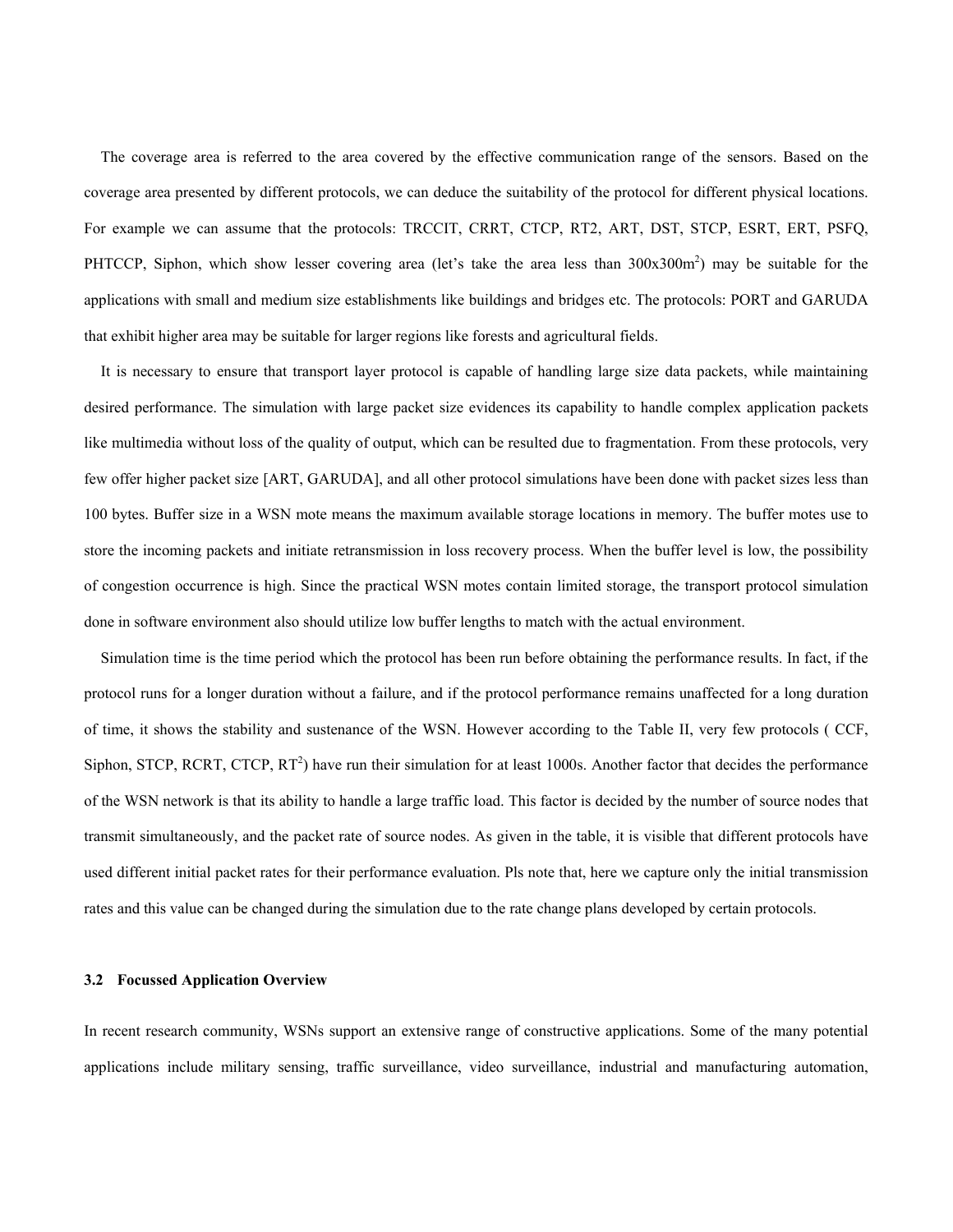The coverage area is referred to the area covered by the effective communication range of the sensors. Based on the coverage area presented by different protocols, we can deduce the suitability of the protocol for different physical locations. For example we can assume that the protocols: TRCCIT, CRRT, CTCP, RT2, ART, DST, STCP, ESRT, ERT, PSFQ, PHTCCP, Siphon, which show lesser covering area (let's take the area less than $300x300m^2$) may be suitable for the applications with small and medium size establishments like buildings and bridges etc. The protocols: PORT and GARUDA that exhibit higher area may be suitable for larger regions like forests and agricultural fields.

It is necessary to ensure that transport layer protocol is capable of handling large size data packets, while maintaining desired performance. The simulation with large packet size evidences its capability to handle complex application packets like multimedia without loss of the quality of output, which can be resulted due to fragmentation. From these protocols, very few offer higher packet size [ART, GARUDA], and all other protocol simulations have been done with packet sizes less than 100 bytes. Buffer size in a WSN mote means the maximum available storage locations in memory. The buffer motes use to store the incoming packets and initiate retransmission in loss recovery process. When the buffer level is low, the possibility of congestion occurrence is high. Since the practical WSN motes contain limited storage, the transport protocol simulation done in software environment also should utilize low buffer lengths to match with the actual environment.

Simulation time is the time period which the protocol has been run before obtaining the performance results. In fact, if the protocol runs for a longer duration without a failure, and if the protocol performance remains unaffected for a long duration of time, it shows the stability and sustenance of the WSN. However according to the Table II, very few protocols ( CCF, Siphon, STCP, RCRT, CTCP, $RT^2$) have run their simulation for at least 1000s. Another factor that decides the performance of the WSN network is that its ability to handle a large traffic load. This factor is decided by the number of source nodes that transmit simultaneously, and the packet rate of source nodes. As given in the table, it is visible that different protocols have used different initial packet rates for their performance evaluation. Pls note that, here we capture only the initial transmission rates and this value can be changed during the simulation due to the rate change plans developed by certain protocols.

### 3.2 Focussed Application Overview

In recent research community, WSNs support an extensive range of constructive applications. Some of the many potential applications include military sensing, traffic surveillance, video surveillance, industrial and manufacturing automation,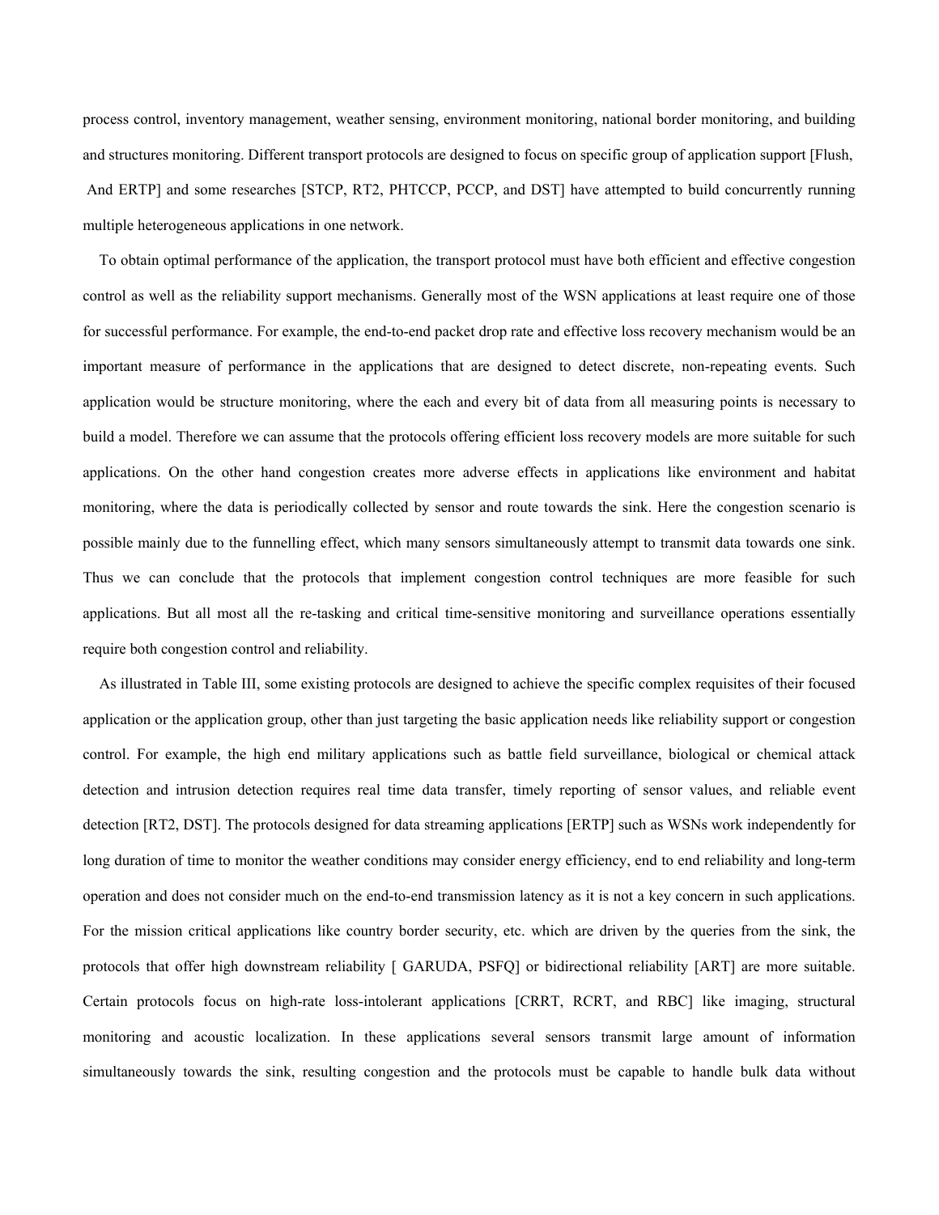process control, inventory management, weather sensing, environment monitoring, national border monitoring, and building and structures monitoring. Different transport protocols are designed to focus on specific group of application support [Flush, And ERTP] and some researches [STCP, RT2, PHTCCP, PCCP, and DST] have attempted to build concurrently running multiple heterogeneous applications in one network.

To obtain optimal performance of the application, the transport protocol must have both efficient and effective congestion control as well as the reliability support mechanisms. Generally most of the WSN applications at least require one of those for successful performance. For example, the end-to-end packet drop rate and effective loss recovery mechanism would be an important measure of performance in the applications that are designed to detect discrete, non-repeating events. Such application would be structure monitoring, where the each and every bit of data from all measuring points is necessary to build a model. Therefore we can assume that the protocols offering efficient loss recovery models are more suitable for such applications. On the other hand congestion creates more adverse effects in applications like environment and habitat monitoring, where the data is periodically collected by sensor and route towards the sink. Here the congestion scenario is possible mainly due to the funnelling effect, which many sensors simultaneously attempt to transmit data towards one sink. Thus we can conclude that the protocols that implement congestion control techniques are more feasible for such applications. But all most all the re-tasking and critical time-sensitive monitoring and surveillance operations essentially require both congestion control and reliability.

As illustrated in Table III, some existing protocols are designed to achieve the specific complex requisites of their focused application or the application group, other than just targeting the basic application needs like reliability support or congestion control. For example, the high end military applications such as battle field surveillance, biological or chemical attack detection and intrusion detection requires real time data transfer, timely reporting of sensor values, and reliable event detection [RT2, DST]. The protocols designed for data streaming applications [ERTP] such as WSNs work independently for long duration of time to monitor the weather conditions may consider energy efficiency, end to end reliability and long-term operation and does not consider much on the end-to-end transmission latency as it is not a key concern in such applications. For the mission critical applications like country border security, etc. which are driven by the queries from the sink, the protocols that offer high downstream reliability [ GARUDA, PSFQ] or bidirectional reliability [ART] are more suitable. Certain protocols focus on high-rate loss-intolerant applications [CRRT, RCRT, and RBC] like imaging, structural monitoring and acoustic localization. In these applications several sensors transmit large amount of information simultaneously towards the sink, resulting congestion and the protocols must be capable to handle bulk data without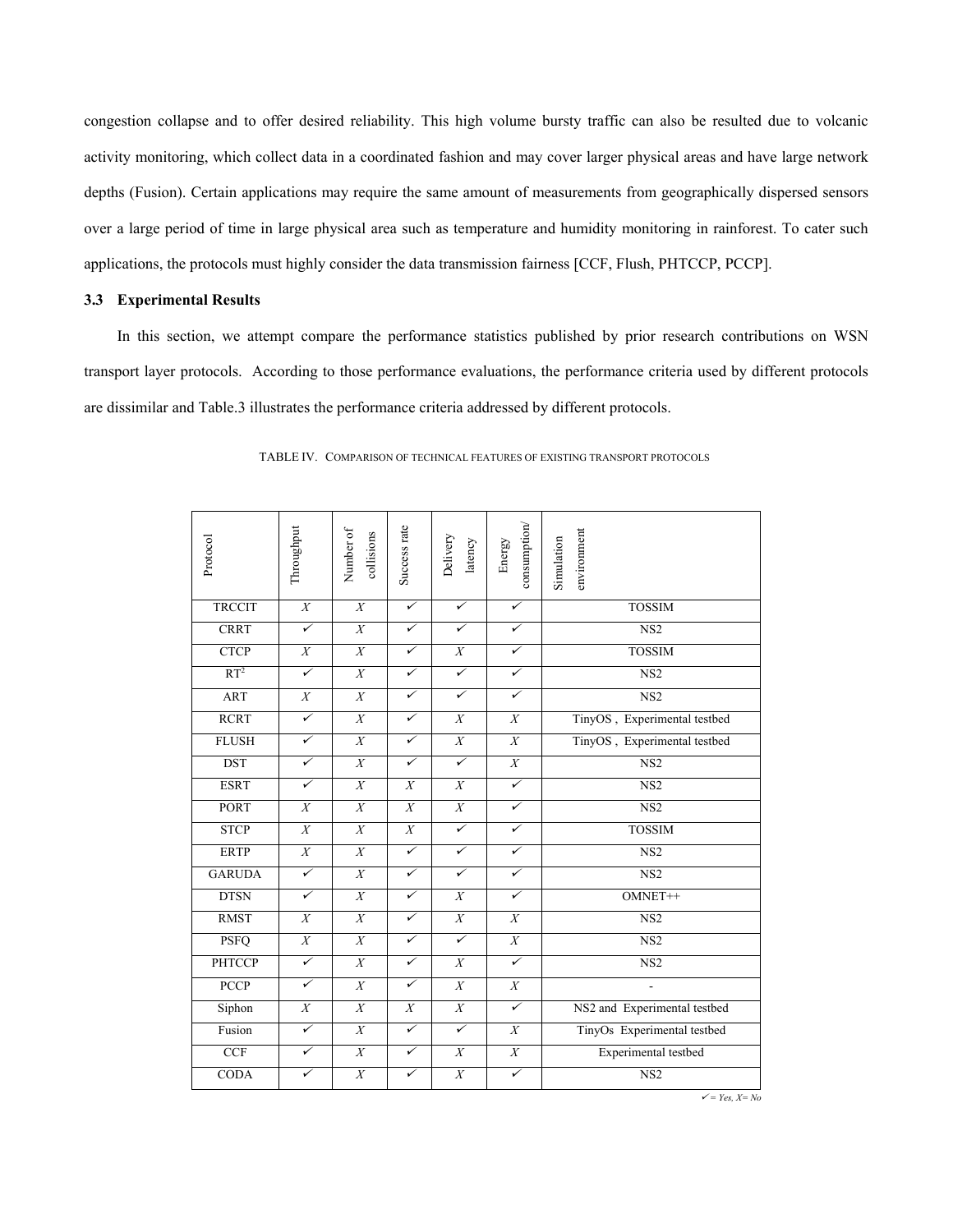congestion collapse and to offer desired reliability. This high volume bursty traffic can also be resulted due to volcanic activity monitoring, which collect data in a coordinated fashion and may cover larger physical areas and have large network depths (Fusion). Certain applications may require the same amount of measurements from geographically dispersed sensors over a large period of time in large physical area such as temperature and humidity monitoring in rainforest. To cater such applications, the protocols must highly consider the data transmission fairness [CCF, Flush, PHTCCP, PCCP].

### 3.3 Experimental Results

In this section, we attempt compare the performance statistics published by prior research contributions on WSN transport layer protocols. According to those performance evaluations, the performance criteria used by different protocols are dissimilar and Table.3 illustrates the performance criteria addressed by different protocols.

TABLE IV. COMPARISON OF TECHNICAL FEATURES OF EXISTING TRANSPORT PROTOCOLS

| Protocol | Throughput | Number of collisions | Success rate | Delivery latency | Energy consumption/ | Simulation environment |
|---|---|---|---|---|---|---|
| TRCCIT | X | X | ✓ | ✓ | ✓ | TOSSIM |
| CRRT | ✓ | X | ✓ | ✓ | ✓ | NS2 |
| CTCP | X | X | ✓ | X | ✓ | TOSSIM |
| $RT^2$ | ✓ | X | ✓ | ✓ | ✓ | NS2 |
| ART | X | X | ✓ | ✓ | ✓ | NS2 |
| RCRT | ✓ | X | ✓ | X | X | TinyOS , Experimental testbed |
| FLUSH | ✓ | X | ✓ | X | X | TinyOS , Experimental testbed |
| DST | ✓ | X | ✓ | ✓ | X | NS2 |
| ESRT | ✓ | X | X | X | ✓ | NS2 |
| PORT | X | X | X | X | ✓ | NS2 |
| STCP | X | X | X | ✓ | ✓ | TOSSIM |
| ERTP | X | X | ✓ | ✓ | ✓ | NS2 |
| GARUDA | ✓ | X | ✓ | ✓ | ✓ | NS2 |
| DTSN | ✓ | X | ✓ | X | ✓ | OMNET++ |
| RMST | X | X | ✓ | X | X | NS2 |
| PSFQ | X | X | ✓ | ✓ | X | NS2 |
| PHTCCP | ✓ | X | ✓ | X | ✓ | NS2 |
| PCCP | ✓ | X | ✓ | X | X | - |
| Siphon | X | X | X | X | ✓ | NS2 and Experimental testbed |
| Fusion | ✓ | X | ✓ | ✓ | X | TinyOs Experimental testbed |
| CCF | ✓ | X | ✓ | X | X | Experimental testbed |
| CODA | ✓ | X | ✓ | X | ✓ | NS2 |

*✓ = Yes, X= No*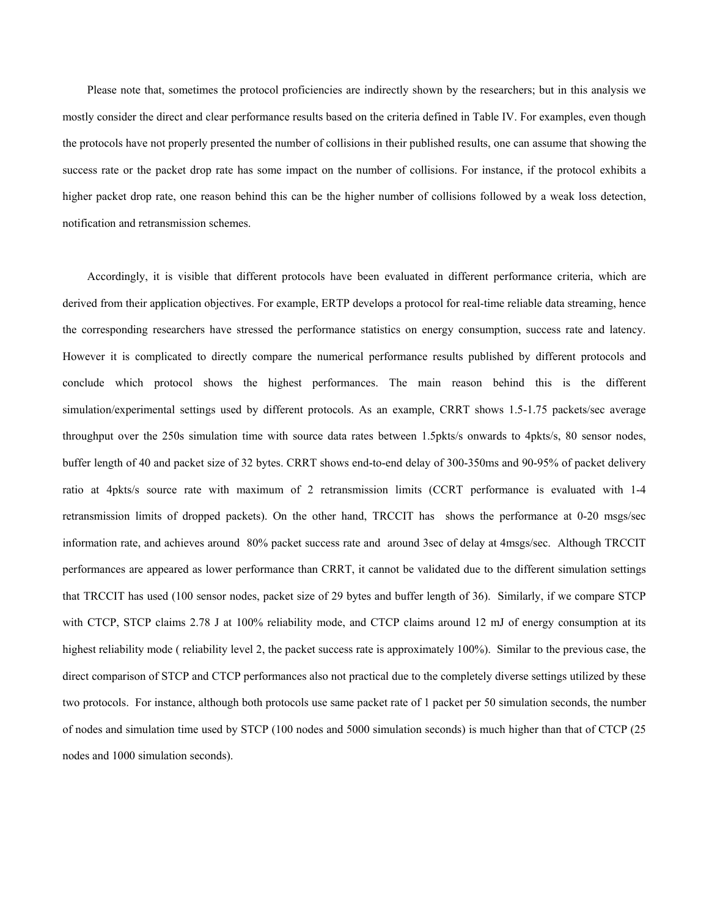Please note that, sometimes the protocol proficiencies are indirectly shown by the researchers; but in this analysis we mostly consider the direct and clear performance results based on the criteria defined in Table IV. For examples, even though the protocols have not properly presented the number of collisions in their published results, one can assume that showing the success rate or the packet drop rate has some impact on the number of collisions. For instance, if the protocol exhibits a higher packet drop rate, one reason behind this can be the higher number of collisions followed by a weak loss detection, notification and retransmission schemes.

Accordingly, it is visible that different protocols have been evaluated in different performance criteria, which are derived from their application objectives. For example, ERTP develops a protocol for real-time reliable data streaming, hence the corresponding researchers have stressed the performance statistics on energy consumption, success rate and latency. However it is complicated to directly compare the numerical performance results published by different protocols and conclude which protocol shows the highest performances. The main reason behind this is the different simulation/experimental settings used by different protocols. As an example, CRRT shows 1.5-1.75 packets/sec average throughput over the 250s simulation time with source data rates between 1.5pkts/s onwards to 4pkts/s, 80 sensor nodes, buffer length of 40 and packet size of 32 bytes. CRRT shows end-to-end delay of 300-350ms and 90-95% of packet delivery ratio at 4pkts/s source rate with maximum of 2 retransmission limits (CCRT performance is evaluated with 1-4 retransmission limits of dropped packets). On the other hand, TRCCIT has shows the performance at 0-20 msgs/sec information rate, and achieves around 80% packet success rate and around 3sec of delay at 4msgs/sec. Although TRCCIT performances are appeared as lower performance than CRRT, it cannot be validated due to the different simulation settings that TRCCIT has used (100 sensor nodes, packet size of 29 bytes and buffer length of 36). Similarly, if we compare STCP with CTCP, STCP claims 2.78 J at 100% reliability mode, and CTCP claims around 12 mJ of energy consumption at its highest reliability mode ( reliability level 2, the packet success rate is approximately 100%). Similar to the previous case, the direct comparison of STCP and CTCP performances also not practical due to the completely diverse settings utilized by these two protocols. For instance, although both protocols use same packet rate of 1 packet per 50 simulation seconds, the number of nodes and simulation time used by STCP (100 nodes and 5000 simulation seconds) is much higher than that of CTCP (25 nodes and 1000 simulation seconds).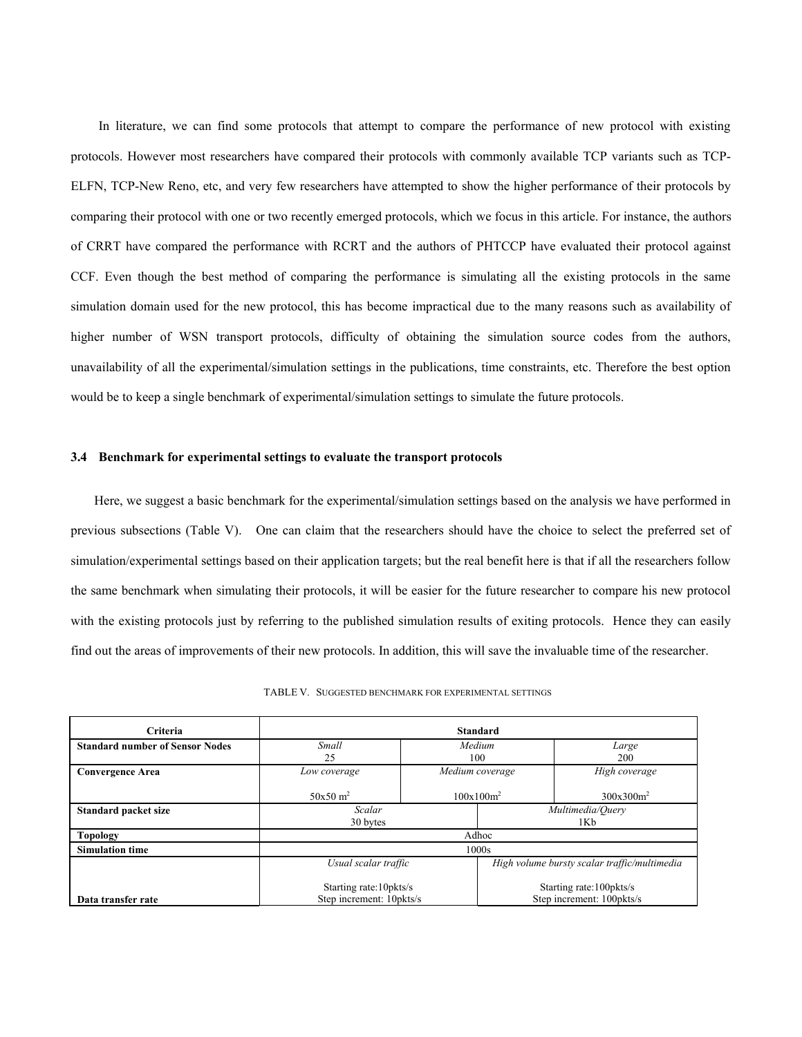In literature, we can find some protocols that attempt to compare the performance of new protocol with existing protocols. However most researchers have compared their protocols with commonly available TCP variants such as TCP-ELFN, TCP-New Reno, etc, and very few researchers have attempted to show the higher performance of their protocols by comparing their protocol with one or two recently emerged protocols, which we focus in this article. For instance, the authors of CRRT have compared the performance with RCRT and the authors of PHTCCP have evaluated their protocol against CCF. Even though the best method of comparing the performance is simulating all the existing protocols in the same simulation domain used for the new protocol, this has become impractical due to the many reasons such as availability of higher number of WSN transport protocols, difficulty of obtaining the simulation source codes from the authors, unavailability of all the experimental/simulation settings in the publications, time constraints, etc. Therefore the best option would be to keep a single benchmark of experimental/simulation settings to simulate the future protocols.

### 3.4 Benchmark for experimental settings to evaluate the transport protocols

Here, we suggest a basic benchmark for the experimental/simulation settings based on the analysis we have performed in previous subsections (Table V). One can claim that the researchers should have the choice to select the preferred set of simulation/experimental settings based on their application targets; but the real benefit here is that if all the researchers follow the same benchmark when simulating their protocols, it will be easier for the future researcher to compare his new protocol with the existing protocols just by referring to the published simulation results of exiting protocols. Hence they can easily find out the areas of improvements of their new protocols. In addition, this will save the invaluable time of the researcher.

TABLE V. SUGGESTED BENCHMARK FOR EXPERIMENTAL SETTINGS

| Criteria | Standard | | |
|---|---|---|---|
| **Standard number of Sensor Nodes** | *Small* 25 | *Medium* 100 | *Large* 200 |
| **Convergence Area** | *Low coverage* $50x50\ m^2$ | *Medium coverage* $100x100m^2$ | *High coverage* $300x300m^2$ |
| **Standard packet size** | *Scalar* 30 bytes | *Multimedia/Query* 1Kb | |
| **Topology** | Adhoc | | |
| **Simulation time** | 1000s | | |
| **Data transfer rate** | *Usual scalar traffic* Starting rate:10pkts/s Step increment: 10pkts/s | *High volume bursty scalar traffic/multimedia* Starting rate:100pkts/s Step increment: 100pkts/s | |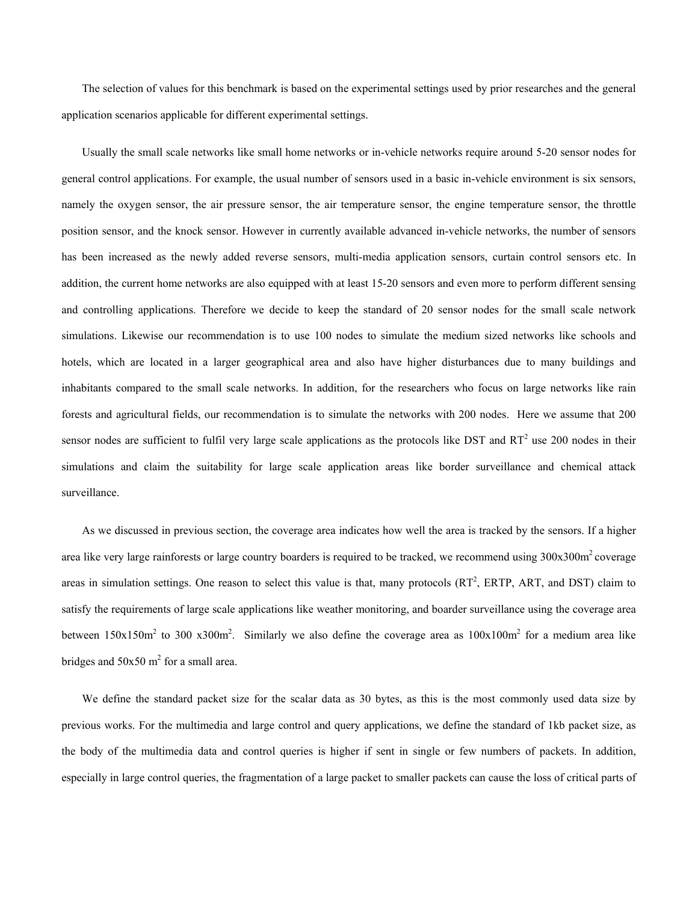The selection of values for this benchmark is based on the experimental settings used by prior researches and the general application scenarios applicable for different experimental settings.

Usually the small scale networks like small home networks or in-vehicle networks require around 5-20 sensor nodes for general control applications. For example, the usual number of sensors used in a basic in-vehicle environment is six sensors, namely the oxygen sensor, the air pressure sensor, the air temperature sensor, the engine temperature sensor, the throttle position sensor, and the knock sensor. However in currently available advanced in-vehicle networks, the number of sensors has been increased as the newly added reverse sensors, multi-media application sensors, curtain control sensors etc. In addition, the current home networks are also equipped with at least 15-20 sensors and even more to perform different sensing and controlling applications. Therefore we decide to keep the standard of 20 sensor nodes for the small scale network simulations. Likewise our recommendation is to use 100 nodes to simulate the medium sized networks like schools and hotels, which are located in a larger geographical area and also have higher disturbances due to many buildings and inhabitants compared to the small scale networks. In addition, for the researchers who focus on large networks like rain forests and agricultural fields, our recommendation is to simulate the networks with 200 nodes. Here we assume that 200 sensor nodes are sufficient to fulfil very large scale applications as the protocols like DST and $RT^2$ use 200 nodes in their simulations and claim the suitability for large scale application areas like border surveillance and chemical attack surveillance.

As we discussed in previous section, the coverage area indicates how well the area is tracked by the sensors. If a higher area like very large rainforests or large country boarders is required to be tracked, we recommend using $300x300m^2$ coverage areas in simulation settings. One reason to select this value is that, many protocols ($RT^2$, ERTP, ART, and DST) claim to satisfy the requirements of large scale applications like weather monitoring, and boarder surveillance using the coverage area between $150x150m^2$ to $300$ $x300m^2$. Similarly we also define the coverage area as $100x100m^2$ for a medium area like bridges and $50x50$ $m^2$ for a small area.

We define the standard packet size for the scalar data as 30 bytes, as this is the most commonly used data size by previous works. For the multimedia and large control and query applications, we define the standard of 1kb packet size, as the body of the multimedia data and control queries is higher if sent in single or few numbers of packets. In addition, especially in large control queries, the fragmentation of a large packet to smaller packets can cause the loss of critical parts of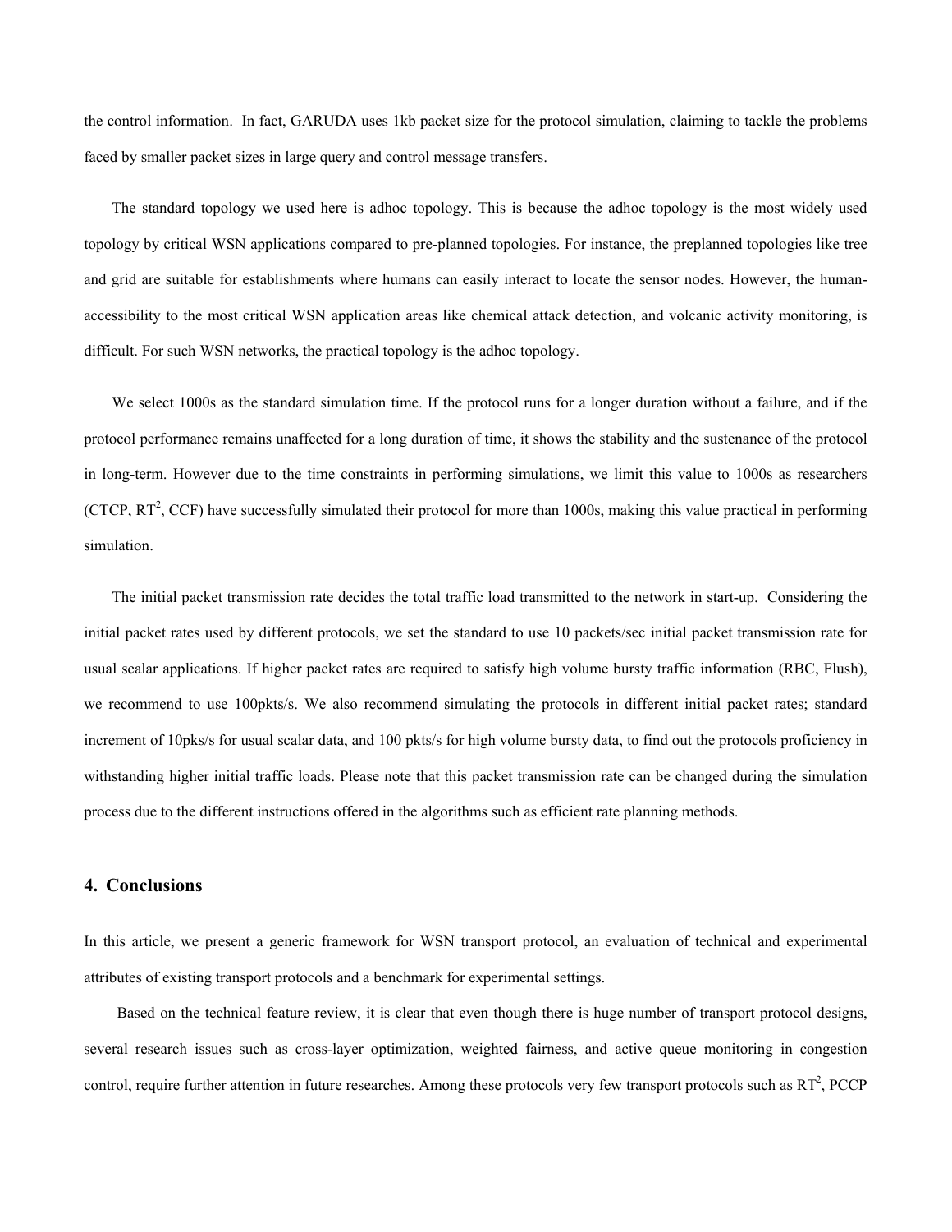the control information. In fact, GARUDA uses 1kb packet size for the protocol simulation, claiming to tackle the problems faced by smaller packet sizes in large query and control message transfers.

The standard topology we used here is adhoc topology. This is because the adhoc topology is the most widely used topology by critical WSN applications compared to pre-planned topologies. For instance, the preplanned topologies like tree and grid are suitable for establishments where humans can easily interact to locate the sensor nodes. However, the human-accessibility to the most critical WSN application areas like chemical attack detection, and volcanic activity monitoring, is difficult. For such WSN networks, the practical topology is the adhoc topology.

We select 1000s as the standard simulation time. If the protocol runs for a longer duration without a failure, and if the protocol performance remains unaffected for a long duration of time, it shows the stability and the sustenance of the protocol in long-term. However due to the time constraints in performing simulations, we limit this value to 1000s as researchers (CTCP, $RT^2$, CCF) have successfully simulated their protocol for more than 1000s, making this value practical in performing simulation.

The initial packet transmission rate decides the total traffic load transmitted to the network in start-up. Considering the initial packet rates used by different protocols, we set the standard to use 10 packets/sec initial packet transmission rate for usual scalar applications. If higher packet rates are required to satisfy high volume bursty traffic information (RBC, Flush), we recommend to use 100pkts/s. We also recommend simulating the protocols in different initial packet rates; standard increment of 10pks/s for usual scalar data, and 100 pkts/s for high volume bursty data, to find out the protocols proficiency in withstanding higher initial traffic loads. Please note that this packet transmission rate can be changed during the simulation process due to the different instructions offered in the algorithms such as efficient rate planning methods.

## 4. Conclusions

In this article, we present a generic framework for WSN transport protocol, an evaluation of technical and experimental attributes of existing transport protocols and a benchmark for experimental settings.

Based on the technical feature review, it is clear that even though there is huge number of transport protocol designs, several research issues such as cross-layer optimization, weighted fairness, and active queue monitoring in congestion control, require further attention in future researches. Among these protocols very few transport protocols such as $RT^2$, PCCP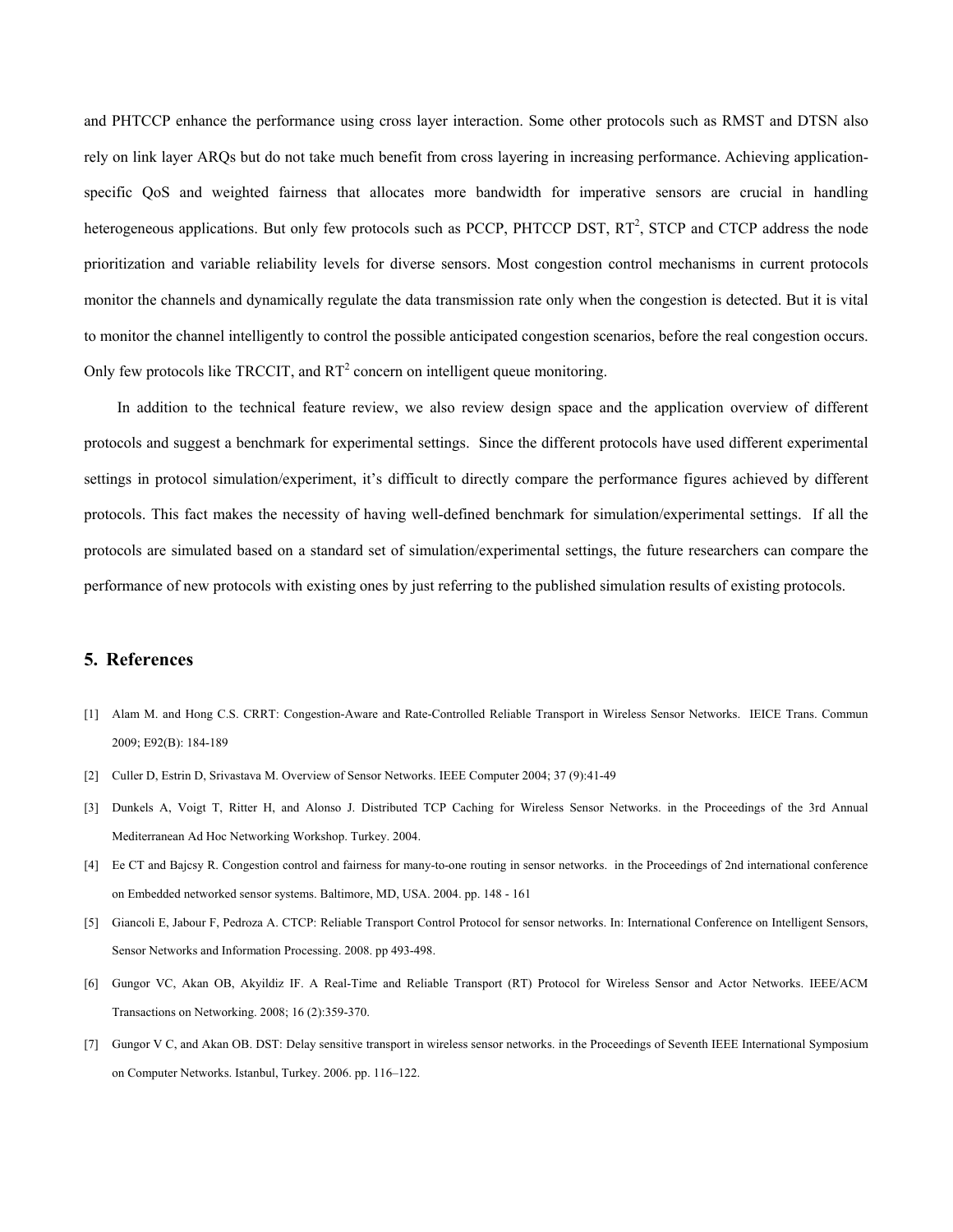and PHTCCP enhance the performance using cross layer interaction. Some other protocols such as RMST and DTSN also rely on link layer ARQs but do not take much benefit from cross layering in increasing performance. Achieving application-specific QoS and weighted fairness that allocates more bandwidth for imperative sensors are crucial in handling heterogeneous applications. But only few protocols such as PCCP, PHTCCP DST, $RT^2$, STCP and CTCP address the node prioritization and variable reliability levels for diverse sensors. Most congestion control mechanisms in current protocols monitor the channels and dynamically regulate the data transmission rate only when the congestion is detected. But it is vital to monitor the channel intelligently to control the possible anticipated congestion scenarios, before the real congestion occurs. Only few protocols like TRCCIT, and $RT^2$ concern on intelligent queue monitoring.

In addition to the technical feature review, we also review design space and the application overview of different protocols and suggest a benchmark for experimental settings. Since the different protocols have used different experimental settings in protocol simulation/experiment, it's difficult to directly compare the performance figures achieved by different protocols. This fact makes the necessity of having well-defined benchmark for simulation/experimental settings. If all the protocols are simulated based on a standard set of simulation/experimental settings, the future researchers can compare the performance of new protocols with existing ones by just referring to the published simulation results of existing protocols.

## 5. References

[1] Alam M. and Hong C.S. CRRT: Congestion-Aware and Rate-Controlled Reliable Transport in Wireless Sensor Networks. IEICE Trans. Commun 2009; E92(B): 184-189

[2] Culler D, Estrin D, Srivastava M. Overview of Sensor Networks. IEEE Computer 2004; 37 (9):41-49

[3] Dunkels A, Voigt T, Ritter H, and Alonso J. Distributed TCP Caching for Wireless Sensor Networks. in the Proceedings of the 3rd Annual Mediterranean Ad Hoc Networking Workshop. Turkey. 2004.

[4] Ee CT and Bajcsy R. Congestion control and fairness for many-to-one routing in sensor networks. in the Proceedings of 2nd international conference on Embedded networked sensor systems. Baltimore, MD, USA. 2004. pp. 148 - 161

[5] Giancoli E, Jabour F, Pedroza A. CTCP: Reliable Transport Control Protocol for sensor networks. In: International Conference on Intelligent Sensors, Sensor Networks and Information Processing. 2008. pp 493-498.

[6] Gungor VC, Akan OB, Akyildiz IF. A Real-Time and Reliable Transport (RT) Protocol for Wireless Sensor and Actor Networks. IEEE/ACM Transactions on Networking. 2008; 16 (2):359-370.

[7] Gungor V C, and Akan OB. DST: Delay sensitive transport in wireless sensor networks. in the Proceedings of Seventh IEEE International Symposium on Computer Networks. Istanbul, Turkey. 2006. pp. 116–122.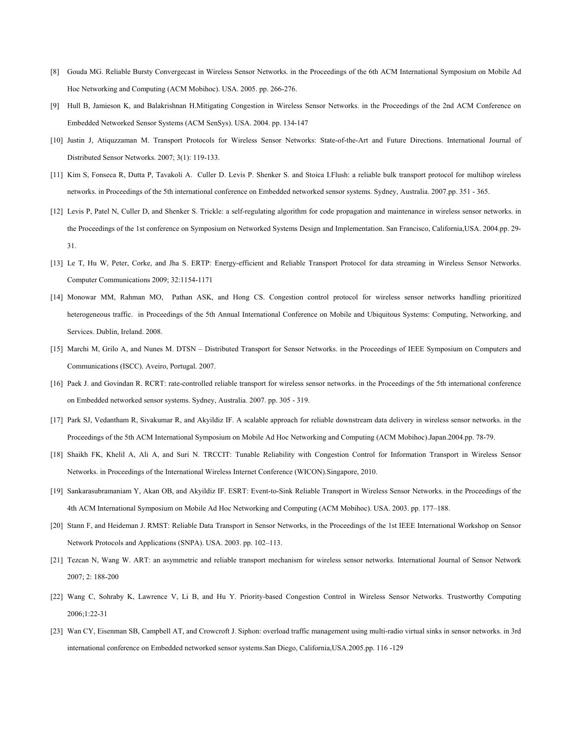[8] Gouda MG. Reliable Bursty Convergecast in Wireless Sensor Networks. in the Proceedings of the 6th ACM International Symposium on Mobile Ad Hoc Networking and Computing (ACM Mobihoc). USA. 2005. pp. 266-276.

[9] Hull B, Jamieson K, and Balakrishnan H.Mitigating Congestion in Wireless Sensor Networks. in the Proceedings of the 2nd ACM Conference on Embedded Networked Sensor Systems (ACM SenSys). USA. 2004. pp. 134-147

[10] Justin J, Atiquzzaman M. Transport Protocols for Wireless Sensor Networks: State-of-the-Art and Future Directions. International Journal of Distributed Sensor Networks. 2007; 3(1): 119-133.

[11] Kim S, Fonseca R, Dutta P, Tavakoli A. Culler D. Levis P. Shenker S. and Stoica I.Flush: a reliable bulk transport protocol for multihop wireless networks. in Proceedings of the 5th international conference on Embedded networked sensor systems. Sydney, Australia. 2007.pp. 351 - 365.

[12] Levis P, Patel N, Culler D, and Shenker S. Trickle: a self-regulating algorithm for code propagation and maintenance in wireless sensor networks. in the Proceedings of the 1st conference on Symposium on Networked Systems Design and Implementation. San Francisco, California,USA. 2004.pp. 29-31.

[13] Le T, Hu W, Peter, Corke, and Jha S. ERTP: Energy-efficient and Reliable Transport Protocol for data streaming in Wireless Sensor Networks. Computer Communications 2009; 32:1154-1171

[14] Monowar MM, Rahman MO, Pathan ASK, and Hong CS. Congestion control protocol for wireless sensor networks handling prioritized heterogeneous traffic. in Proceedings of the 5th Annual International Conference on Mobile and Ubiquitous Systems: Computing, Networking, and Services. Dublin, Ireland. 2008.

[15] Marchi M, Grilo A, and Nunes M. DTSN – Distributed Transport for Sensor Networks. in the Proceedings of IEEE Symposium on Computers and Communications (ISCC). Aveiro, Portugal. 2007.

[16] Paek J. and Govindan R. RCRT: rate-controlled reliable transport for wireless sensor networks. in the Proceedings of the 5th international conference on Embedded networked sensor systems. Sydney, Australia. 2007. pp. 305 - 319.

[17] Park SJ, Vedantham R, Sivakumar R, and Akyildiz IF. A scalable approach for reliable downstream data delivery in wireless sensor networks. in the Proceedings of the 5th ACM International Symposium on Mobile Ad Hoc Networking and Computing (ACM Mobihoc).Japan.2004.pp. 78-79.

[18] Shaikh FK, Khelil A, Ali A, and Suri N. TRCCIT: Tunable Reliability with Congestion Control for Information Transport in Wireless Sensor Networks. in Proceedings of the International Wireless Internet Conference (WICON).Singapore, 2010.

[19] Sankarasubramaniam Y, Akan OB, and Akyildiz IF. ESRT: Event-to-Sink Reliable Transport in Wireless Sensor Networks. in the Proceedings of the 4th ACM International Symposium on Mobile Ad Hoc Networking and Computing (ACM Mobihoc). USA. 2003. pp. 177–188.

[20] Stann F, and Heideman J. RMST: Reliable Data Transport in Sensor Networks, in the Proceedings of the 1st IEEE International Workshop on Sensor Network Protocols and Applications (SNPA). USA. 2003. pp. 102–113.

[21] Tezcan N, Wang W. ART: an asymmetric and reliable transport mechanism for wireless sensor networks. International Journal of Sensor Network 2007; 2: 188-200

[22] Wang C, Sohraby K, Lawrence V, Li B, and Hu Y. Priority-based Congestion Control in Wireless Sensor Networks. Trustworthy Computing 2006;1:22-31

[23] Wan CY, Eisenman SB, Campbell AT, and Crowcroft J. Siphon: overload traffic management using multi-radio virtual sinks in sensor networks. in 3rd international conference on Embedded networked sensor systems.San Diego, California,USA.2005.pp. 116 -129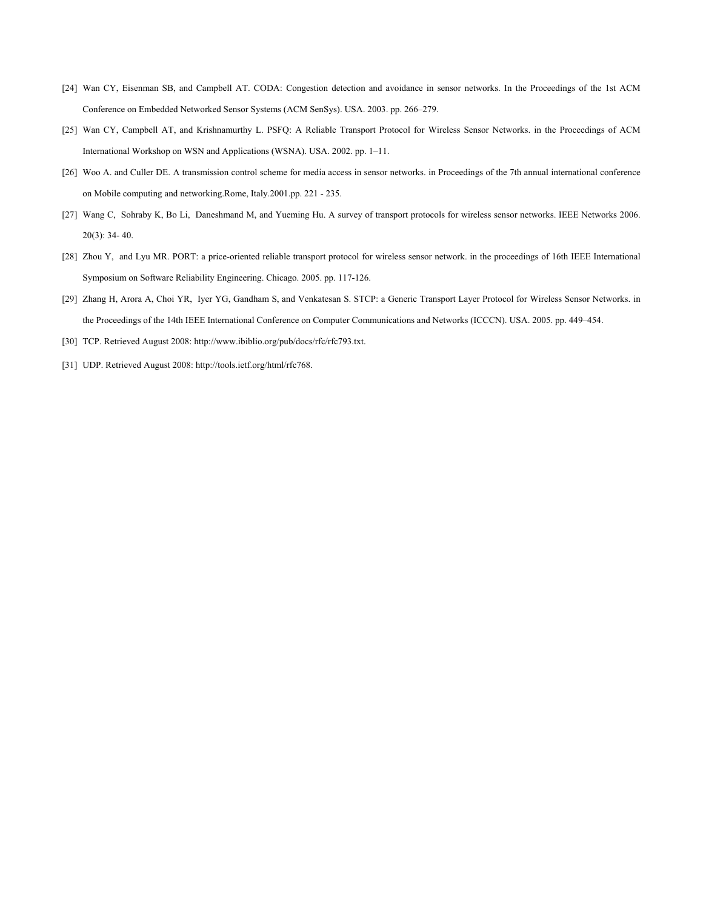[24] Wan CY, Eisenman SB, and Campbell AT. CODA: Congestion detection and avoidance in sensor networks. In the Proceedings of the 1st ACM Conference on Embedded Networked Sensor Systems (ACM SenSys). USA. 2003. pp. 266–279.

[25] Wan CY, Campbell AT, and Krishnamurthy L. PSFQ: A Reliable Transport Protocol for Wireless Sensor Networks. in the Proceedings of ACM International Workshop on WSN and Applications (WSNA). USA. 2002. pp. 1–11.

[26] Woo A. and Culler DE. A transmission control scheme for media access in sensor networks. in Proceedings of the 7th annual international conference on Mobile computing and networking.Rome, Italy.2001.pp. 221 - 235.

[27] Wang C, Sohraby K, Bo Li, Daneshmand M, and Yueming Hu. A survey of transport protocols for wireless sensor networks. IEEE Networks 2006. 20(3): 34- 40.

[28] Zhou Y, and Lyu MR. PORT: a price-oriented reliable transport protocol for wireless sensor network. in the proceedings of 16th IEEE International Symposium on Software Reliability Engineering. Chicago. 2005. pp. 117-126.

[29] Zhang H, Arora A, Choi YR, Iyer YG, Gandham S, and Venkatesan S. STCP: a Generic Transport Layer Protocol for Wireless Sensor Networks. in the Proceedings of the 14th IEEE International Conference on Computer Communications and Networks (ICCCN). USA. 2005. pp. 449–454.

[30] TCP. Retrieved August 2008: http://www.ibiblio.org/pub/docs/rfc/rfc793.txt.

[31] UDP. Retrieved August 2008: http://tools.ietf.org/html/rfc768.